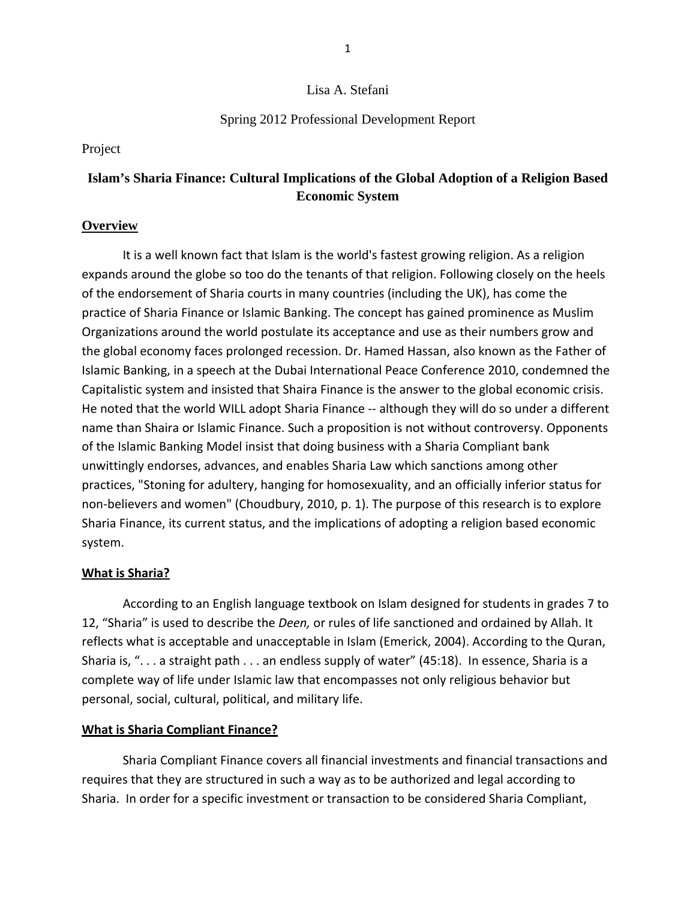Lisa A. Stefani

Spring 2012 Professional Development Report

Project

# Islam's Sharia Finance: Cultural Implications of the Global Adoption of a Religion Based Economic System

## Overview

It is a well known fact that Islam is the world's fastest growing religion. As a religion expands around the globe so too do the tenants of that religion. Following closely on the heels of the endorsement of Sharia courts in many countries (including the UK), has come the practice of Sharia Finance or Islamic Banking. The concept has gained prominence as Muslim Organizations around the world postulate its acceptance and use as their numbers grow and the global economy faces prolonged recession. Dr. Hamed Hassan, also known as the Father of Islamic Banking, in a speech at the Dubai International Peace Conference 2010, condemned the Capitalistic system and insisted that Shaira Finance is the answer to the global economic crisis. He noted that the world WILL adopt Sharia Finance -- although they will do so under a different name than Shaira or Islamic Finance. Such a proposition is not without controversy. Opponents of the Islamic Banking Model insist that doing business with a Sharia Compliant bank unwittingly endorses, advances, and enables Sharia Law which sanctions among other practices, "Stoning for adultery, hanging for homosexuality, and an officially inferior status for non-believers and women" (Choudbury, 2010, p. 1). The purpose of this research is to explore Sharia Finance, its current status, and the implications of adopting a religion based economic system.

## What is Sharia?

According to an English language textbook on Islam designed for students in grades 7 to 12, "Sharia" is used to describe the *Deen,* or rules of life sanctioned and ordained by Allah. It reflects what is acceptable and unacceptable in Islam (Emerick, 2004). According to the Quran, Sharia is, ". . . a straight path . . . an endless supply of water" (45:18). In essence, Sharia is a complete way of life under Islamic law that encompasses not only religious behavior but personal, social, cultural, political, and military life.

## What is Sharia Compliant Finance?

Sharia Compliant Finance covers all financial investments and financial transactions and requires that they are structured in such a way as to be authorized and legal according to Sharia. In order for a specific investment or transaction to be considered Sharia Compliant,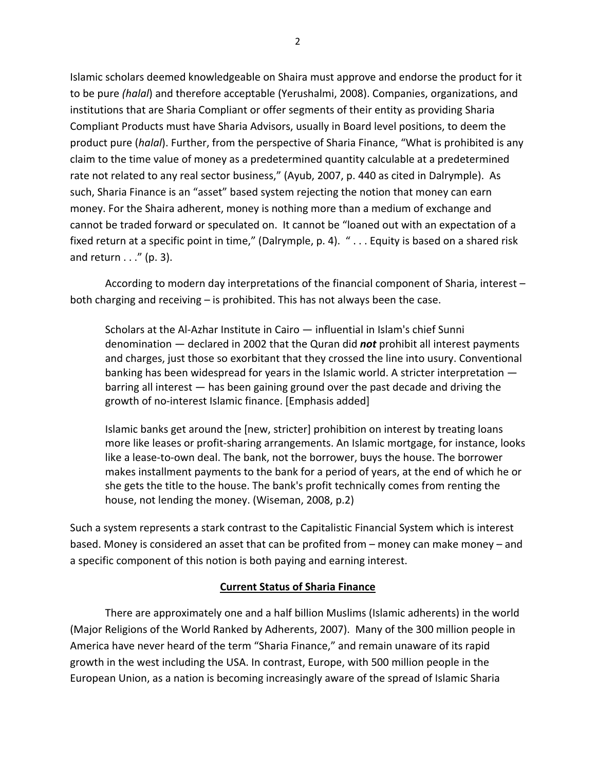Islamic scholars deemed knowledgeable on Shaira must approve and endorse the product for it to be pure *(halal*) and therefore acceptable (Yerushalmi, 2008). Companies, organizations, and institutions that are Sharia Compliant or offer segments of their entity as providing Sharia Compliant Products must have Sharia Advisors, usually in Board level positions, to deem the product pure (*halal*). Further, from the perspective of Sharia Finance, "What is prohibited is any claim to the time value of money as a predetermined quantity calculable at a predetermined rate not related to any real sector business," (Ayub, 2007, p. 440 as cited in Dalrymple). As such, Sharia Finance is an "asset" based system rejecting the notion that money can earn money. For the Shaira adherent, money is nothing more than a medium of exchange and cannot be traded forward or speculated on. It cannot be "loaned out with an expectation of a fixed return at a specific point in time," (Dalrymple, p. 4). " . . . Equity is based on a shared risk and return . . ." (p. 3).

According to modern day interpretations of the financial component of Sharia, interest – both charging and receiving – is prohibited. This has not always been the case.

> Scholars at the Al-Azhar Institute in Cairo — influential in Islam's chief Sunni denomination — declared in 2002 that the Quran did ***not*** prohibit all interest payments and charges, just those so exorbitant that they crossed the line into usury. Conventional banking has been widespread for years in the Islamic world. A stricter interpretation — barring all interest — has been gaining ground over the past decade and driving the growth of no-interest Islamic finance. [Emphasis added]
>
> Islamic banks get around the [new, stricter] prohibition on interest by treating loans more like leases or profit-sharing arrangements. An Islamic mortgage, for instance, looks like a lease-to-own deal. The bank, not the borrower, buys the house. The borrower makes installment payments to the bank for a period of years, at the end of which he or she gets the title to the house. The bank's profit technically comes from renting the house, not lending the money. (Wiseman, 2008, p.2)

Such a system represents a stark contrast to the Capitalistic Financial System which is interest based. Money is considered an asset that can be profited from – money can make money – and a specific component of this notion is both paying and earning interest.

## Current Status of Sharia Finance

There are approximately one and a half billion Muslims (Islamic adherents) in the world (Major Religions of the World Ranked by Adherents, 2007). Many of the 300 million people in America have never heard of the term "Sharia Finance," and remain unaware of its rapid growth in the west including the USA. In contrast, Europe, with 500 million people in the European Union, as a nation is becoming increasingly aware of the spread of Islamic Sharia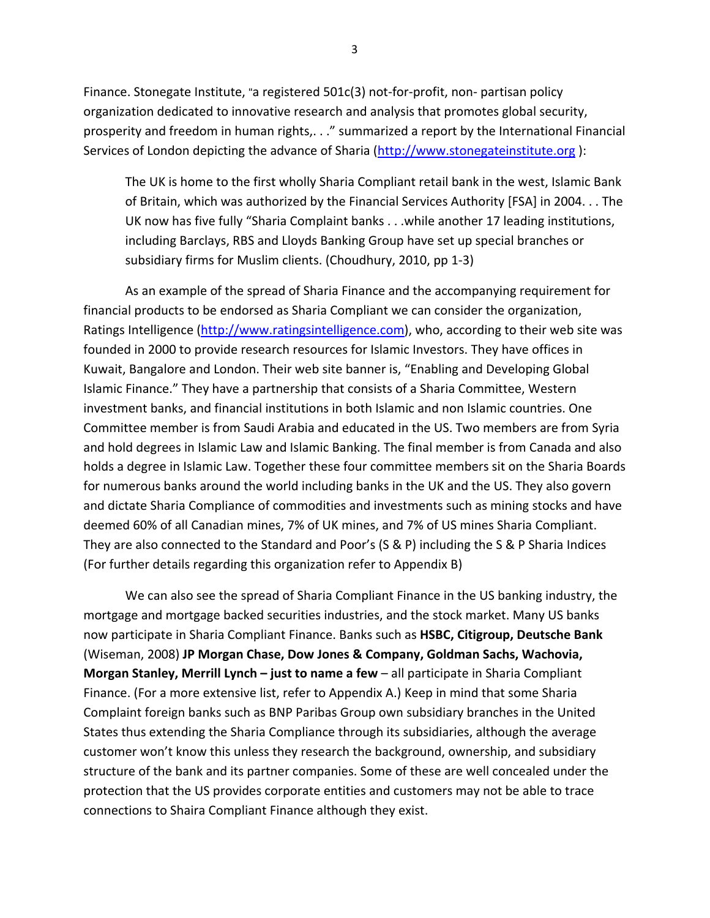Finance. Stonegate Institute, "a registered 501c(3) not-for-profit, non- partisan policy organization dedicated to innovative research and analysis that promotes global security, prosperity and freedom in human rights,. . ." summarized a report by the International Financial Services of London depicting the advance of Sharia (http://www.stonegateinstitute.org ):

> The UK is home to the first wholly Sharia Compliant retail bank in the west, Islamic Bank of Britain, which was authorized by the Financial Services Authority [FSA] in 2004. . . The UK now has five fully "Sharia Complaint banks . . .while another 17 leading institutions, including Barclays, RBS and Lloyds Banking Group have set up special branches or subsidiary firms for Muslim clients. (Choudhury, 2010, pp 1-3)

As an example of the spread of Sharia Finance and the accompanying requirement for financial products to be endorsed as Sharia Compliant we can consider the organization, Ratings Intelligence (http://www.ratingsintelligence.com), who, according to their web site was founded in 2000 to provide research resources for Islamic Investors. They have offices in Kuwait, Bangalore and London. Their web site banner is, "Enabling and Developing Global Islamic Finance." They have a partnership that consists of a Sharia Committee, Western investment banks, and financial institutions in both Islamic and non Islamic countries. One Committee member is from Saudi Arabia and educated in the US. Two members are from Syria and hold degrees in Islamic Law and Islamic Banking. The final member is from Canada and also holds a degree in Islamic Law. Together these four committee members sit on the Sharia Boards for numerous banks around the world including banks in the UK and the US. They also govern and dictate Sharia Compliance of commodities and investments such as mining stocks and have deemed 60% of all Canadian mines, 7% of UK mines, and 7% of US mines Sharia Compliant. They are also connected to the Standard and Poor's (S & P) including the S & P Sharia Indices (For further details regarding this organization refer to Appendix B)

We can also see the spread of Sharia Compliant Finance in the US banking industry, the mortgage and mortgage backed securities industries, and the stock market. Many US banks now participate in Sharia Compliant Finance. Banks such as **HSBC, Citigroup, Deutsche Bank** (Wiseman, 2008) **JP Morgan Chase, Dow Jones & Company, Goldman Sachs, Wachovia, Morgan Stanley, Merrill Lynch – just to name a few** – all participate in Sharia Compliant Finance. (For a more extensive list, refer to Appendix A.) Keep in mind that some Sharia Complaint foreign banks such as BNP Paribas Group own subsidiary branches in the United States thus extending the Sharia Compliance through its subsidiaries, although the average customer won't know this unless they research the background, ownership, and subsidiary structure of the bank and its partner companies. Some of these are well concealed under the protection that the US provides corporate entities and customers may not be able to trace connections to Shaira Compliant Finance although they exist.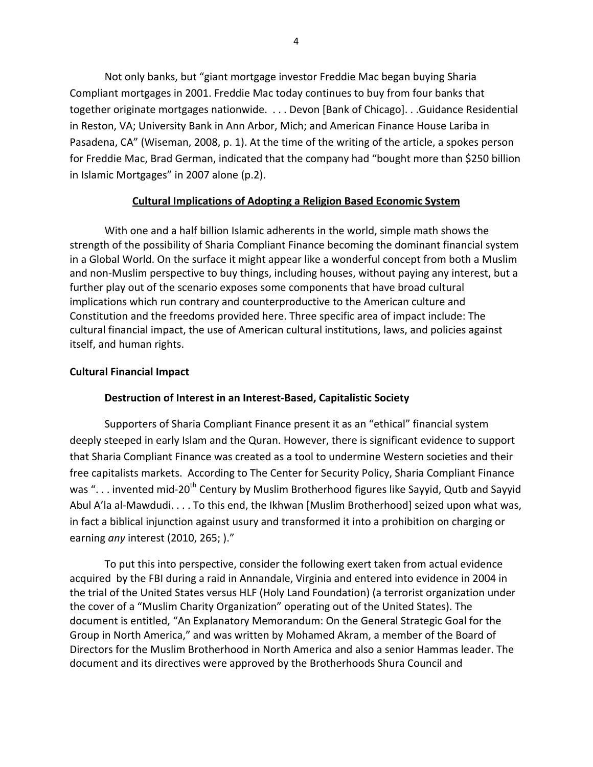Not only banks, but "giant mortgage investor Freddie Mac began buying Sharia Compliant mortgages in 2001. Freddie Mac today continues to buy from four banks that together originate mortgages nationwide. . . . Devon [Bank of Chicago]. . .Guidance Residential in Reston, VA; University Bank in Ann Arbor, Mich; and American Finance House Lariba in Pasadena, CA" (Wiseman, 2008, p. 1). At the time of the writing of the article, a spokes person for Freddie Mac, Brad German, indicated that the company had "bought more than $250 billion in Islamic Mortgages" in 2007 alone (p.2).

## **Cultural Implications of Adopting a Religion Based Economic System**

With one and a half billion Islamic adherents in the world, simple math shows the strength of the possibility of Sharia Compliant Finance becoming the dominant financial system in a Global World. On the surface it might appear like a wonderful concept from both a Muslim and non-Muslim perspective to buy things, including houses, without paying any interest, but a further play out of the scenario exposes some components that have broad cultural implications which run contrary and counterproductive to the American culture and Constitution and the freedoms provided here. Three specific area of impact include: The cultural financial impact, the use of American cultural institutions, laws, and policies against itself, and human rights.

### **Cultural Financial Impact**

#### **Destruction of Interest in an Interest-Based, Capitalistic Society**

Supporters of Sharia Compliant Finance present it as an "ethical" financial system deeply steeped in early Islam and the Quran. However, there is significant evidence to support that Sharia Compliant Finance was created as a tool to undermine Western societies and their free capitalists markets. According to The Center for Security Policy, Sharia Compliant Finance was ". . . invented mid-20th Century by Muslim Brotherhood figures like Sayyid, Qutb and Sayyid Abul A'la al-Mawdudi. . . . To this end, the Ikhwan [Muslim Brotherhood] seized upon what was, in fact a biblical injunction against usury and transformed it into a prohibition on charging or earning *any* interest (2010, 265; )."

To put this into perspective, consider the following exert taken from actual evidence acquired by the FBI during a raid in Annandale, Virginia and entered into evidence in 2004 in the trial of the United States versus HLF (Holy Land Foundation) (a terrorist organization under the cover of a "Muslim Charity Organization" operating out of the United States). The document is entitled, "An Explanatory Memorandum: On the General Strategic Goal for the Group in North America," and was written by Mohamed Akram, a member of the Board of Directors for the Muslim Brotherhood in North America and also a senior Hammas leader. The document and its directives were approved by the Brotherhoods Shura Council and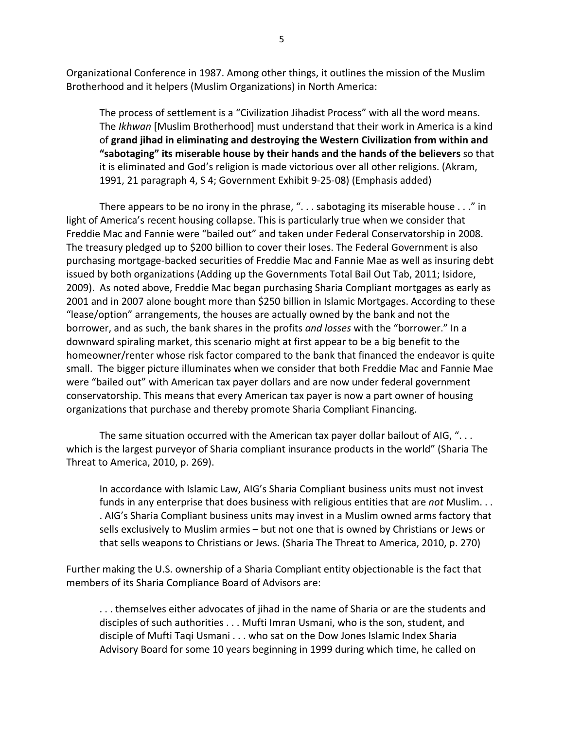Organizational Conference in 1987. Among other things, it outlines the mission of the Muslim Brotherhood and it helpers (Muslim Organizations) in North America:

> The process of settlement is a "Civilization Jihadist Process" with all the word means. The *Ikhwan* [Muslim Brotherhood] must understand that their work in America is a kind of **grand jihad in eliminating and destroying the Western Civilization from within and "sabotaging" its miserable house by their hands and the hands of the believers** so that it is eliminated and God's religion is made victorious over all other religions. (Akram, 1991, 21 paragraph 4, S 4; Government Exhibit 9-25-08) (Emphasis added)

There appears to be no irony in the phrase, ". . . sabotaging its miserable house . . ." in light of America's recent housing collapse. This is particularly true when we consider that Freddie Mac and Fannie were "bailed out" and taken under Federal Conservatorship in 2008. The treasury pledged up to $200 billion to cover their loses. The Federal Government is also purchasing mortgage-backed securities of Freddie Mac and Fannie Mae as well as insuring debt issued by both organizations (Adding up the Governments Total Bail Out Tab, 2011; Isidore, 2009). As noted above, Freddie Mac began purchasing Sharia Compliant mortgages as early as 2001 and in 2007 alone bought more than $250 billion in Islamic Mortgages. According to these "lease/option" arrangements, the houses are actually owned by the bank and not the borrower, and as such, the bank shares in the profits *and losses* with the "borrower." In a downward spiraling market, this scenario might at first appear to be a big benefit to the homeowner/renter whose risk factor compared to the bank that financed the endeavor is quite small. The bigger picture illuminates when we consider that both Freddie Mac and Fannie Mae were "bailed out" with American tax payer dollars and are now under federal government conservatorship. This means that every American tax payer is now a part owner of housing organizations that purchase and thereby promote Sharia Compliant Financing.

The same situation occurred with the American tax payer dollar bailout of AIG, ". . . which is the largest purveyor of Sharia compliant insurance products in the world" (Sharia The Threat to America, 2010, p. 269).

> In accordance with Islamic Law, AIG's Sharia Compliant business units must not invest funds in any enterprise that does business with religious entities that are *not* Muslim. . . . AIG's Sharia Compliant business units may invest in a Muslim owned arms factory that sells exclusively to Muslim armies – but not one that is owned by Christians or Jews or that sells weapons to Christians or Jews. (Sharia The Threat to America, 2010, p. 270)

Further making the U.S. ownership of a Sharia Compliant entity objectionable is the fact that members of its Sharia Compliance Board of Advisors are:

> . . . themselves either advocates of jihad in the name of Sharia or are the students and disciples of such authorities . . . Mufti Imran Usmani, who is the son, student, and disciple of Mufti Taqi Usmani . . . who sat on the Dow Jones Islamic Index Sharia Advisory Board for some 10 years beginning in 1999 during which time, he called on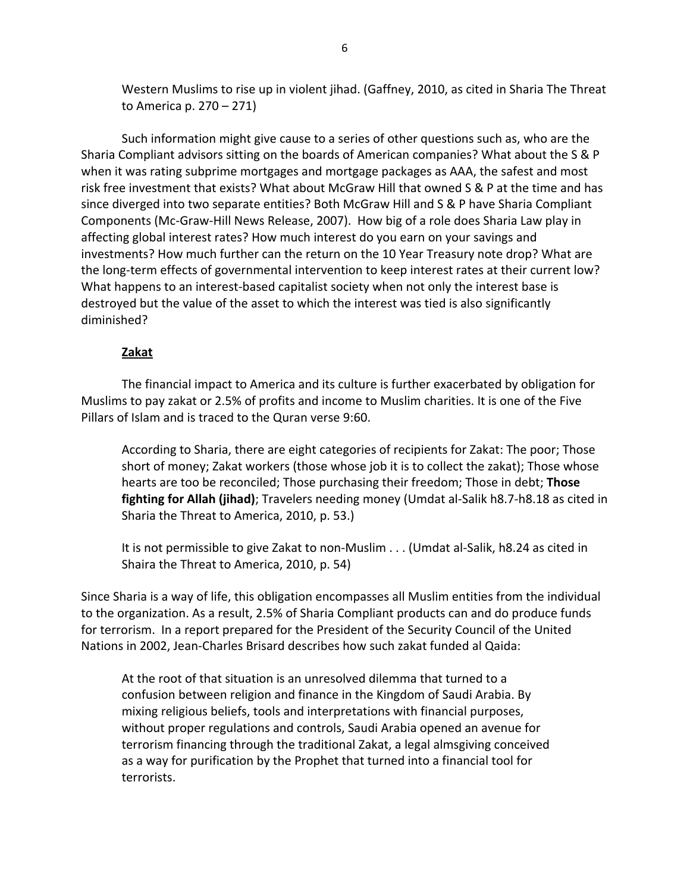> Western Muslims to rise up in violent jihad. (Gaffney, 2010, as cited in Sharia The Threat to America p. 270 – 271)

Such information might give cause to a series of other questions such as, who are the Sharia Compliant advisors sitting on the boards of American companies? What about the S & P when it was rating subprime mortgages and mortgage packages as AAA, the safest and most risk free investment that exists? What about McGraw Hill that owned S & P at the time and has since diverged into two separate entities? Both McGraw Hill and S & P have Sharia Compliant Components (Mc-Graw-Hill News Release, 2007). How big of a role does Sharia Law play in affecting global interest rates? How much interest do you earn on your savings and investments? How much further can the return on the 10 Year Treasury note drop? What are the long-term effects of governmental intervention to keep interest rates at their current low? What happens to an interest-based capitalist society when not only the interest base is destroyed but the value of the asset to which the interest was tied is also significantly diminished?

**Zakat**

The financial impact to America and its culture is further exacerbated by obligation for Muslims to pay zakat or 2.5% of profits and income to Muslim charities. It is one of the Five Pillars of Islam and is traced to the Quran verse 9:60.

> According to Sharia, there are eight categories of recipients for Zakat: The poor; Those short of money; Zakat workers (those whose job it is to collect the zakat); Those whose hearts are too be reconciled; Those purchasing their freedom; Those in debt; **Those fighting for Allah (jihad)**; Travelers needing money (Umdat al-Salik h8.7-h8.18 as cited in Sharia the Threat to America, 2010, p. 53.)

> It is not permissible to give Zakat to non-Muslim . . . (Umdat al-Salik, h8.24 as cited in Shaira the Threat to America, 2010, p. 54)

Since Sharia is a way of life, this obligation encompasses all Muslim entities from the individual to the organization. As a result, 2.5% of Sharia Compliant products can and do produce funds for terrorism. In a report prepared for the President of the Security Council of the United Nations in 2002, Jean-Charles Brisard describes how such zakat funded al Qaida:

> At the root of that situation is an unresolved dilemma that turned to a confusion between religion and finance in the Kingdom of Saudi Arabia. By mixing religious beliefs, tools and interpretations with financial purposes, without proper regulations and controls, Saudi Arabia opened an avenue for terrorism financing through the traditional Zakat, a legal almsgiving conceived as a way for purification by the Prophet that turned into a financial tool for terrorists.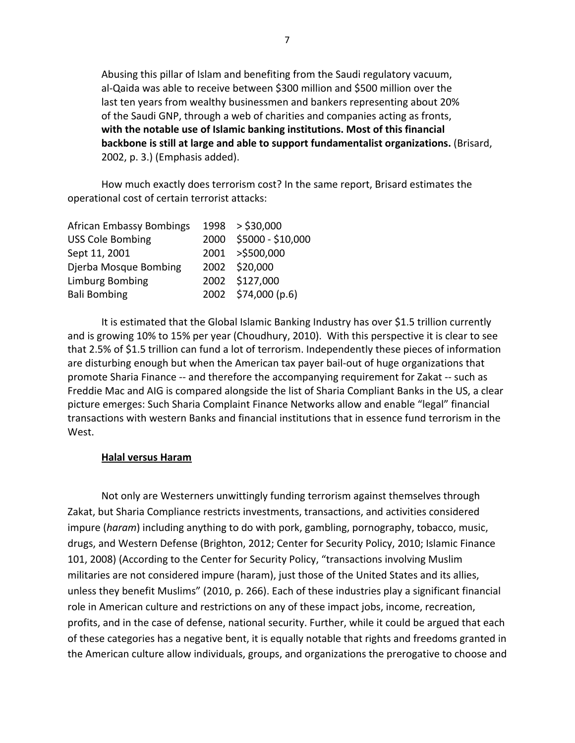> Abusing this pillar of Islam and benefiting from the Saudi regulatory vacuum, al-Qaida was able to receive between $300 million and $500 million over the last ten years from wealthy businessmen and bankers representing about 20% of the Saudi GNP, through a web of charities and companies acting as fronts, **with the notable use of Islamic banking institutions. Most of this financial backbone is still at large and able to support fundamentalist organizations.** (Brisard, 2002, p. 3.) (Emphasis added).

How much exactly does terrorism cost? In the same report, Brisard estimates the operational cost of certain terrorist attacks:

| | | |
|---|---|---|
| African Embassy Bombings | 1998 | > $30,000 |
| USS Cole Bombing | 2000 | $5000 - $10,000 |
| Sept 11, 2001 | 2001 | >$500,000 |
| Djerba Mosque Bombing | 2002 | $20,000 |
| Limburg Bombing | 2002 | $127,000 |
| Bali Bombing | 2002 | $74,000 (p.6) |

It is estimated that the Global Islamic Banking Industry has over $1.5 trillion currently and is growing 10% to 15% per year (Choudhury, 2010). With this perspective it is clear to see that 2.5% of $1.5 trillion can fund a lot of terrorism. Independently these pieces of information are disturbing enough but when the American tax payer bail-out of huge organizations that promote Sharia Finance -- and therefore the accompanying requirement for Zakat -- such as Freddie Mac and AIG is compared alongside the list of Sharia Compliant Banks in the US, a clear picture emerges: Such Sharia Complaint Finance Networks allow and enable "legal" financial transactions with western Banks and financial institutions that in essence fund terrorism in the West.

## Halal versus Haram

Not only are Westerners unwittingly funding terrorism against themselves through Zakat, but Sharia Compliance restricts investments, transactions, and activities considered impure (*haram*) including anything to do with pork, gambling, pornography, tobacco, music, drugs, and Western Defense (Brighton, 2012; Center for Security Policy, 2010; Islamic Finance 101, 2008) (According to the Center for Security Policy, "transactions involving Muslim militaries are not considered impure (haram), just those of the United States and its allies, unless they benefit Muslims" (2010, p. 266). Each of these industries play a significant financial role in American culture and restrictions on any of these impact jobs, income, recreation, profits, and in the case of defense, national security. Further, while it could be argued that each of these categories has a negative bent, it is equally notable that rights and freedoms granted in the American culture allow individuals, groups, and organizations the prerogative to choose and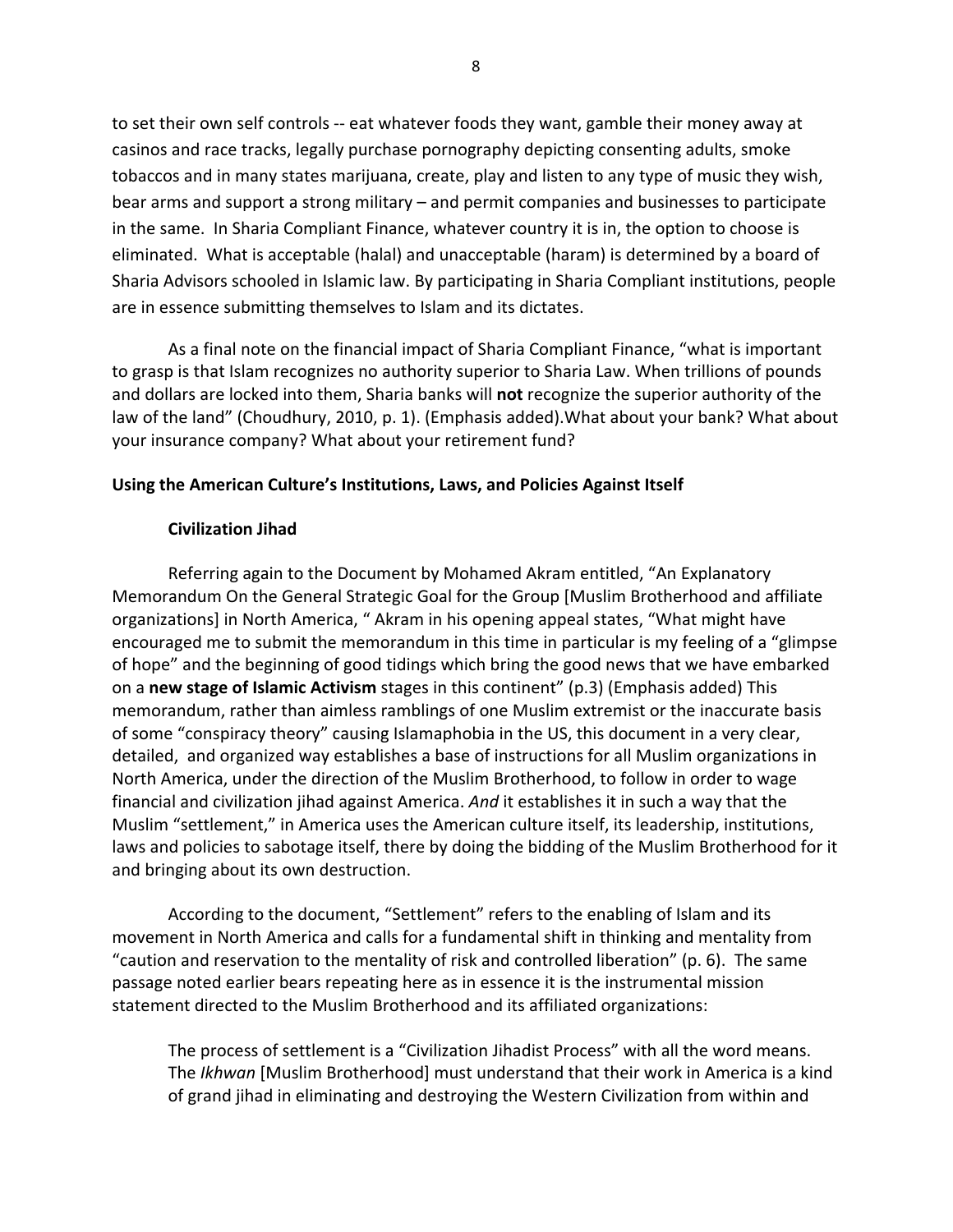to set their own self controls -- eat whatever foods they want, gamble their money away at casinos and race tracks, legally purchase pornography depicting consenting adults, smoke tobaccos and in many states marijuana, create, play and listen to any type of music they wish, bear arms and support a strong military – and permit companies and businesses to participate in the same. In Sharia Compliant Finance, whatever country it is in, the option to choose is eliminated. What is acceptable (halal) and unacceptable (haram) is determined by a board of Sharia Advisors schooled in Islamic law. By participating in Sharia Compliant institutions, people are in essence submitting themselves to Islam and its dictates.

As a final note on the financial impact of Sharia Compliant Finance, "what is important to grasp is that Islam recognizes no authority superior to Sharia Law. When trillions of pounds and dollars are locked into them, Sharia banks will **not** recognize the superior authority of the law of the land" (Choudhury, 2010, p. 1). (Emphasis added).What about your bank? What about your insurance company? What about your retirement fund?

**Using the American Culture's Institutions, Laws, and Policies Against Itself**

**Civilization Jihad**

Referring again to the Document by Mohamed Akram entitled, "An Explanatory Memorandum On the General Strategic Goal for the Group [Muslim Brotherhood and affiliate organizations] in North America, " Akram in his opening appeal states, "What might have encouraged me to submit the memorandum in this time in particular is my feeling of a "glimpse of hope" and the beginning of good tidings which bring the good news that we have embarked on a **new stage of Islamic Activism** stages in this continent" (p.3) (Emphasis added) This memorandum, rather than aimless ramblings of one Muslim extremist or the inaccurate basis of some "conspiracy theory" causing Islamaphobia in the US, this document in a very clear, detailed, and organized way establishes a base of instructions for all Muslim organizations in North America, under the direction of the Muslim Brotherhood, to follow in order to wage financial and civilization jihad against America. *And* it establishes it in such a way that the Muslim "settlement," in America uses the American culture itself, its leadership, institutions, laws and policies to sabotage itself, there by doing the bidding of the Muslim Brotherhood for it and bringing about its own destruction.

According to the document, "Settlement" refers to the enabling of Islam and its movement in North America and calls for a fundamental shift in thinking and mentality from "caution and reservation to the mentality of risk and controlled liberation" (p. 6). The same passage noted earlier bears repeating here as in essence it is the instrumental mission statement directed to the Muslim Brotherhood and its affiliated organizations:

> The process of settlement is a "Civilization Jihadist Process" with all the word means. The *Ikhwan* [Muslim Brotherhood] must understand that their work in America is a kind of grand jihad in eliminating and destroying the Western Civilization from within and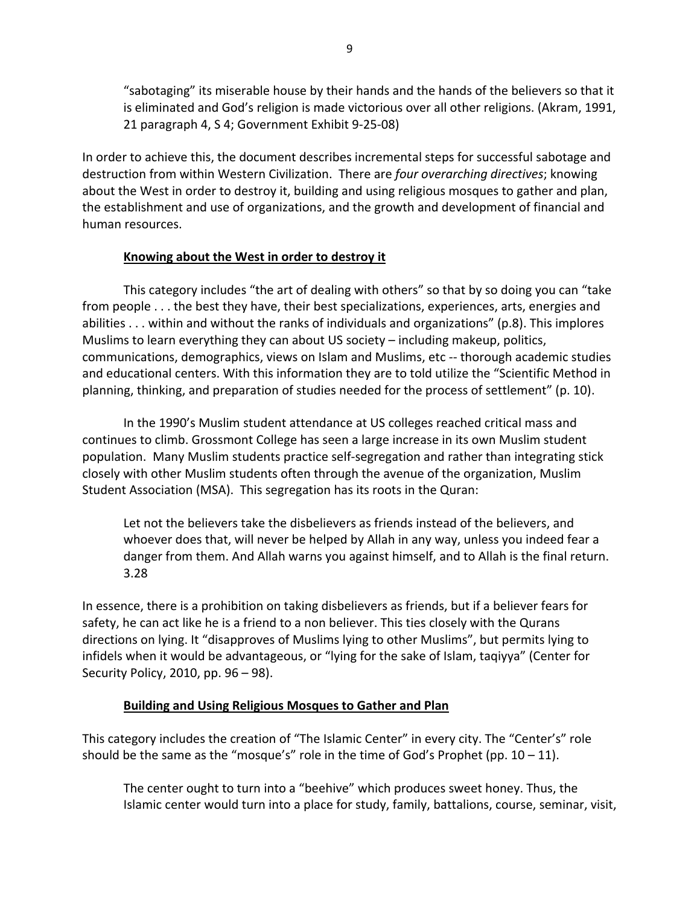> "sabotaging" its miserable house by their hands and the hands of the believers so that it is eliminated and God's religion is made victorious over all other religions. (Akram, 1991, 21 paragraph 4, S 4; Government Exhibit 9-25-08)

In order to achieve this, the document describes incremental steps for successful sabotage and destruction from within Western Civilization. There are *four overarching directives*; knowing about the West in order to destroy it, building and using religious mosques to gather and plan, the establishment and use of organizations, and the growth and development of financial and human resources.

**<u>Knowing about the West in order to destroy it</u>**

This category includes "the art of dealing with others" so that by so doing you can "take from people . . . the best they have, their best specializations, experiences, arts, energies and abilities . . . within and without the ranks of individuals and organizations" (p.8). This implores Muslims to learn everything they can about US society – including makeup, politics, communications, demographics, views on Islam and Muslims, etc -- thorough academic studies and educational centers. With this information they are to told utilize the "Scientific Method in planning, thinking, and preparation of studies needed for the process of settlement" (p. 10).

In the 1990's Muslim student attendance at US colleges reached critical mass and continues to climb. Grossmont College has seen a large increase in its own Muslim student population. Many Muslim students practice self-segregation and rather than integrating stick closely with other Muslim students often through the avenue of the organization, Muslim Student Association (MSA). This segregation has its roots in the Quran:

> Let not the believers take the disbelievers as friends instead of the believers, and whoever does that, will never be helped by Allah in any way, unless you indeed fear a danger from them. And Allah warns you against himself, and to Allah is the final return. 3.28

In essence, there is a prohibition on taking disbelievers as friends, but if a believer fears for safety, he can act like he is a friend to a non believer. This ties closely with the Qurans directions on lying. It "disapproves of Muslims lying to other Muslims", but permits lying to infidels when it would be advantageous, or "lying for the sake of Islam, taqiyya" (Center for Security Policy, 2010, pp. 96 – 98).

**<u>Building and Using Religious Mosques to Gather and Plan</u>**

This category includes the creation of "The Islamic Center" in every city. The "Center's" role should be the same as the "mosque's" role in the time of God's Prophet (pp. 10 – 11).

> The center ought to turn into a "beehive" which produces sweet honey. Thus, the Islamic center would turn into a place for study, family, battalions, course, seminar, visit,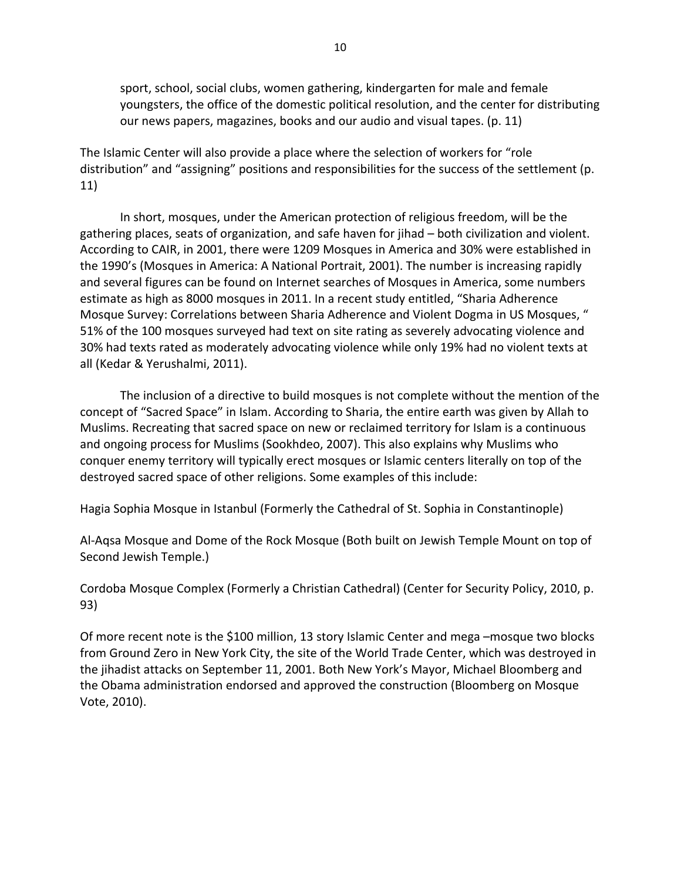> sport, school, social clubs, women gathering, kindergarten for male and female youngsters, the office of the domestic political resolution, and the center for distributing our news papers, magazines, books and our audio and visual tapes. (p. 11)

The Islamic Center will also provide a place where the selection of workers for "role distribution" and "assigning" positions and responsibilities for the success of the settlement (p. 11)

In short, mosques, under the American protection of religious freedom, will be the gathering places, seats of organization, and safe haven for jihad – both civilization and violent. According to CAIR, in 2001, there were 1209 Mosques in America and 30% were established in the 1990's (Mosques in America: A National Portrait, 2001). The number is increasing rapidly and several figures can be found on Internet searches of Mosques in America, some numbers estimate as high as 8000 mosques in 2011. In a recent study entitled, "Sharia Adherence Mosque Survey: Correlations between Sharia Adherence and Violent Dogma in US Mosques, " 51% of the 100 mosques surveyed had text on site rating as severely advocating violence and 30% had texts rated as moderately advocating violence while only 19% had no violent texts at all (Kedar & Yerushalmi, 2011).

The inclusion of a directive to build mosques is not complete without the mention of the concept of "Sacred Space" in Islam. According to Sharia, the entire earth was given by Allah to Muslims. Recreating that sacred space on new or reclaimed territory for Islam is a continuous and ongoing process for Muslims (Sookhdeo, 2007). This also explains why Muslims who conquer enemy territory will typically erect mosques or Islamic centers literally on top of the destroyed sacred space of other religions. Some examples of this include:

Hagia Sophia Mosque in Istanbul (Formerly the Cathedral of St. Sophia in Constantinople)

Al-Aqsa Mosque and Dome of the Rock Mosque (Both built on Jewish Temple Mount on top of Second Jewish Temple.)

Cordoba Mosque Complex (Formerly a Christian Cathedral) (Center for Security Policy, 2010, p. 93)

Of more recent note is the $100 million, 13 story Islamic Center and mega –mosque two blocks from Ground Zero in New York City, the site of the World Trade Center, which was destroyed in the jihadist attacks on September 11, 2001. Both New York's Mayor, Michael Bloomberg and the Obama administration endorsed and approved the construction (Bloomberg on Mosque Vote, 2010).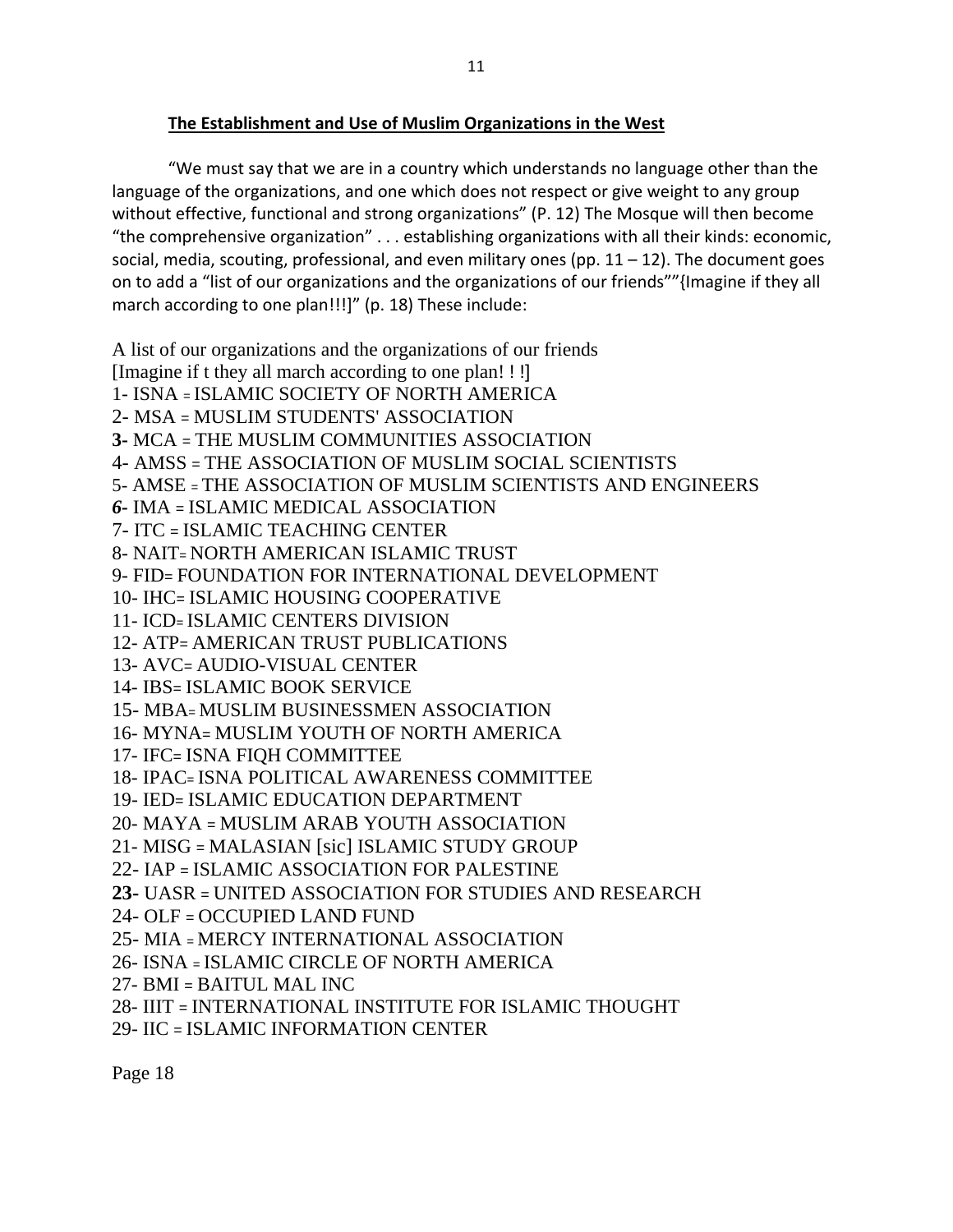**The Establishment and Use of Muslim Organizations in the West**

"We must say that we are in a country which understands no language other than the language of the organizations, and one which does not respect or give weight to any group without effective, functional and strong organizations" (P. 12) The Mosque will then become "the comprehensive organization" . . . establishing organizations with all their kinds: economic, social, media, scouting, professional, and even military ones (pp. 11 – 12). The document goes on to add a "list of our organizations and the organizations of our friends""{Imagine if they all march according to one plan!!!]" (p. 18) These include:

A list of our organizations and the organizations of our friends
[Imagine if t they all march according to one plan! ! !]

1- ISNA = ISLAMIC SOCIETY OF NORTH AMERICA
2- MSA = MUSLIM STUDENTS' ASSOCIATION
**3-** MCA = THE MUSLIM COMMUNITIES ASSOCIATION
4- AMSS = THE ASSOCIATION OF MUSLIM SOCIAL SCIENTISTS
5- AMSE = THE ASSOCIATION OF MUSLIM SCIENTISTS AND ENGINEERS
***6-*** IMA = ISLAMIC MEDICAL ASSOCIATION
7- ITC = ISLAMIC TEACHING CENTER
8- NAIT= NORTH AMERICAN ISLAMIC TRUST
9- FID= FOUNDATION FOR INTERNATIONAL DEVELOPMENT
10- IHC= ISLAMIC HOUSING COOPERATIVE
11- ICD= ISLAMIC CENTERS DIVISION
12- ATP= AMERICAN TRUST PUBLICATIONS
13- AVC= AUDIO-VISUAL CENTER
14- IBS= ISLAMIC BOOK SERVICE
15- MBA= MUSLIM BUSINESSMEN ASSOCIATION
16- MYNA= MUSLIM YOUTH OF NORTH AMERICA
17- IFC= ISNA FIQH COMMITTEE
18- IPAC= ISNA POLITICAL AWARENESS COMMITTEE
19- IED= ISLAMIC EDUCATION DEPARTMENT
20- MAYA = MUSLIM ARAB YOUTH ASSOCIATION
21- MISG = MALASIAN [sic] ISLAMIC STUDY GROUP
22- IAP = ISLAMIC ASSOCIATION FOR PALESTINE
**23-** UASR = UNITED ASSOCIATION FOR STUDIES AND RESEARCH
24- OLF = OCCUPIED LAND FUND
25- MIA = MERCY INTERNATIONAL ASSOCIATION
26- ISNA = ISLAMIC CIRCLE OF NORTH AMERICA
27- BMI = BAITUL MAL INC
28- IIIT = INTERNATIONAL INSTITUTE FOR ISLAMIC THOUGHT
29- IIC = ISLAMIC INFORMATION CENTER

Page 18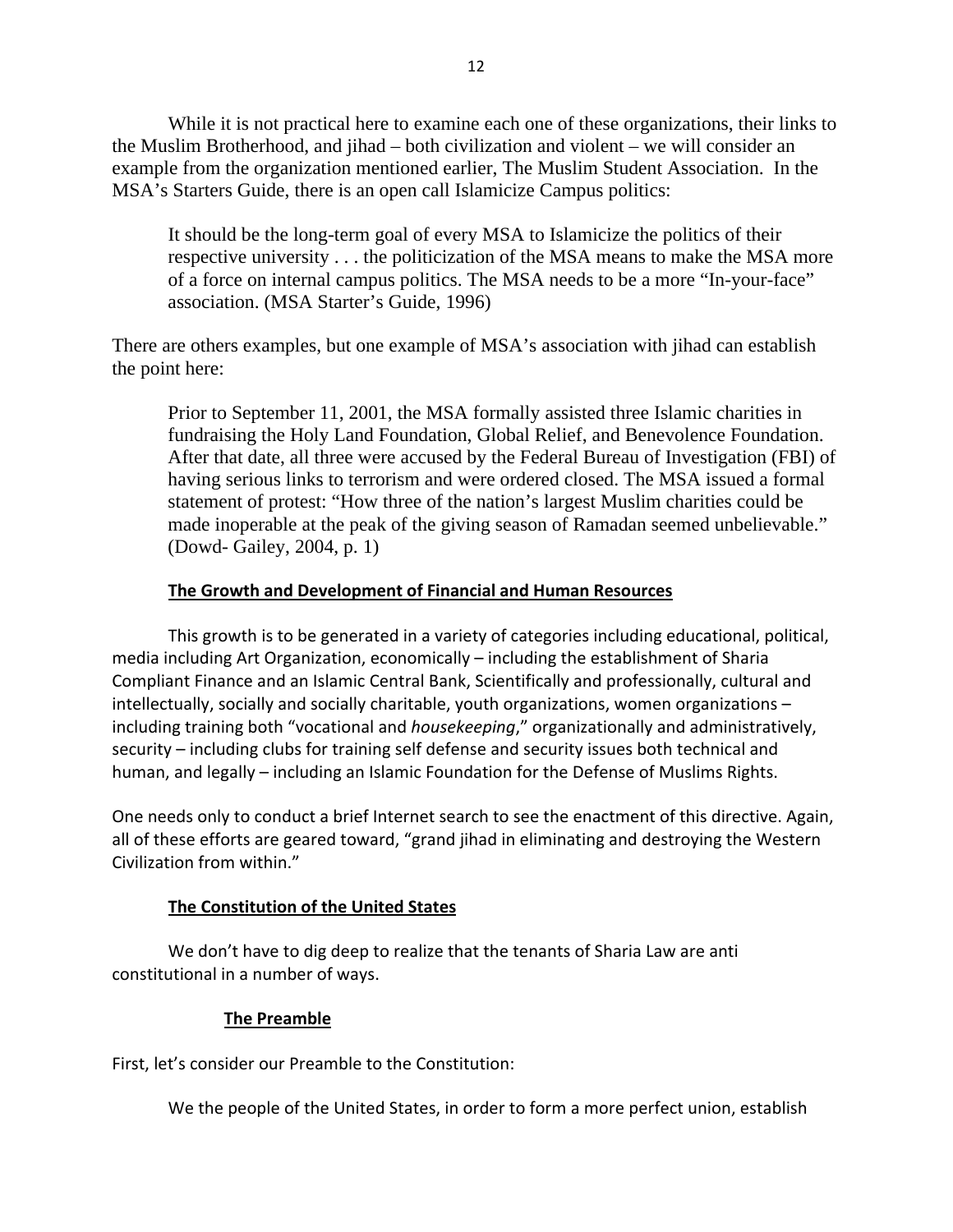While it is not practical here to examine each one of these organizations, their links to the Muslim Brotherhood, and jihad – both civilization and violent – we will consider an example from the organization mentioned earlier, The Muslim Student Association. In the MSA's Starters Guide, there is an open call Islamicize Campus politics:

> It should be the long-term goal of every MSA to Islamicize the politics of their respective university . . . the politicization of the MSA means to make the MSA more of a force on internal campus politics. The MSA needs to be a more "In-your-face" association. (MSA Starter's Guide, 1996)

There are others examples, but one example of MSA's association with jihad can establish the point here:

> Prior to September 11, 2001, the MSA formally assisted three Islamic charities in fundraising the Holy Land Foundation, Global Relief, and Benevolence Foundation. After that date, all three were accused by the Federal Bureau of Investigation (FBI) of having serious links to terrorism and were ordered closed. The MSA issued a formal statement of protest: "How three of the nation's largest Muslim charities could be made inoperable at the peak of the giving season of Ramadan seemed unbelievable." (Dowd- Gailey, 2004, p. 1)

**The Growth and Development of Financial and Human Resources**

This growth is to be generated in a variety of categories including educational, political, media including Art Organization, economically – including the establishment of Sharia Compliant Finance and an Islamic Central Bank, Scientifically and professionally, cultural and intellectually, socially and socially charitable, youth organizations, women organizations – including training both "vocational and *housekeeping*," organizationally and administratively, security – including clubs for training self defense and security issues both technical and human, and legally – including an Islamic Foundation for the Defense of Muslims Rights.

One needs only to conduct a brief Internet search to see the enactment of this directive. Again, all of these efforts are geared toward, "grand jihad in eliminating and destroying the Western Civilization from within."

**The Constitution of the United States**

We don't have to dig deep to realize that the tenants of Sharia Law are anti constitutional in a number of ways.

**The Preamble**

First, let's consider our Preamble to the Constitution:

> We the people of the United States, in order to form a more perfect union, establish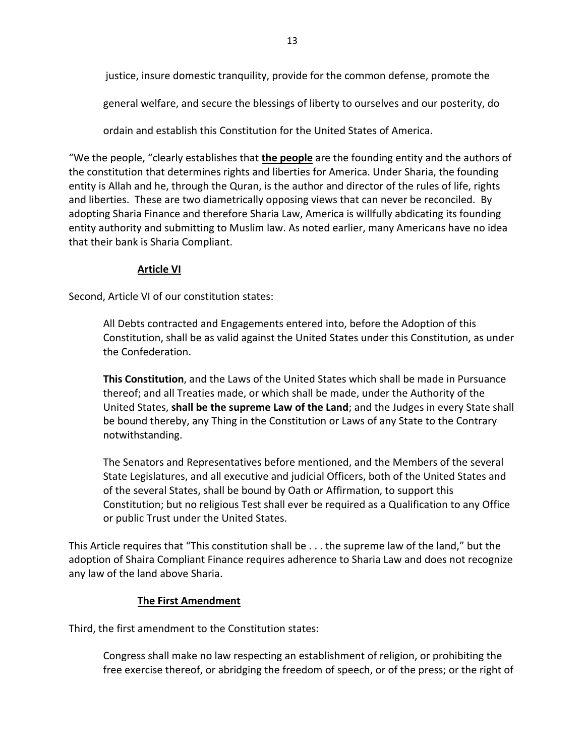> justice, insure domestic tranquility, provide for the common defense, promote the general welfare, and secure the blessings of liberty to ourselves and our posterity, do ordain and establish this Constitution for the United States of America.

"We the people, "clearly establishes that **<u>the people</u>** are the founding entity and the authors of the constitution that determines rights and liberties for America. Under Sharia, the founding entity is Allah and he, through the Quran, is the author and director of the rules of life, rights and liberties. These are two diametrically opposing views that can never be reconciled. By adopting Sharia Finance and therefore Sharia Law, America is willfully abdicating its founding entity authority and submitting to Muslim law. As noted earlier, many Americans have no idea that their bank is Sharia Compliant.

### <u>Article VI</u>

Second, Article VI of our constitution states:

> All Debts contracted and Engagements entered into, before the Adoption of this Constitution, shall be as valid against the United States under this Constitution, as under the Confederation.
>
> **This Constitution**, and the Laws of the United States which shall be made in Pursuance thereof; and all Treaties made, or which shall be made, under the Authority of the United States, **shall be the supreme Law of the Land**; and the Judges in every State shall be bound thereby, any Thing in the Constitution or Laws of any State to the Contrary notwithstanding.
>
> The Senators and Representatives before mentioned, and the Members of the several State Legislatures, and all executive and judicial Officers, both of the United States and of the several States, shall be bound by Oath or Affirmation, to support this Constitution; but no religious Test shall ever be required as a Qualification to any Office or public Trust under the United States.

This Article requires that "This constitution shall be . . . the supreme law of the land," but the adoption of Shaira Compliant Finance requires adherence to Sharia Law and does not recognize any law of the land above Sharia.

### <u>The First Amendment</u>

Third, the first amendment to the Constitution states:

> Congress shall make no law respecting an establishment of religion, or prohibiting the free exercise thereof, or abridging the freedom of speech, or of the press; or the right of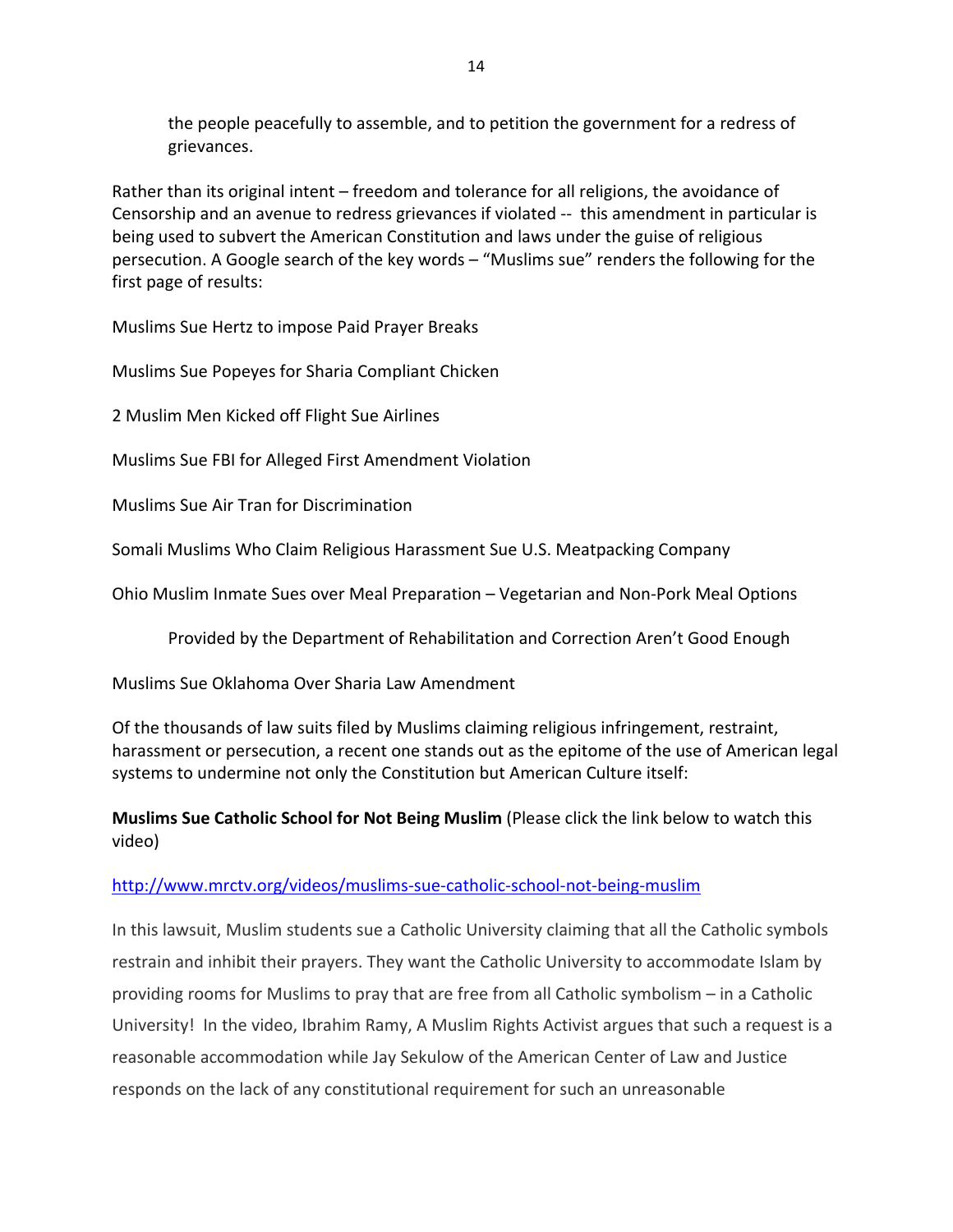the people peacefully to assemble, and to petition the government for a redress of grievances.

Rather than its original intent – freedom and tolerance for all religions, the avoidance of Censorship and an avenue to redress grievances if violated -- this amendment in particular is being used to subvert the American Constitution and laws under the guise of religious persecution. A Google search of the key words – "Muslims sue" renders the following for the first page of results:

Muslims Sue Hertz to impose Paid Prayer Breaks

Muslims Sue Popeyes for Sharia Compliant Chicken

2 Muslim Men Kicked off Flight Sue Airlines

Muslims Sue FBI for Alleged First Amendment Violation

Muslims Sue Air Tran for Discrimination

Somali Muslims Who Claim Religious Harassment Sue U.S. Meatpacking Company

Ohio Muslim Inmate Sues over Meal Preparation – Vegetarian and Non-Pork Meal Options Provided by the Department of Rehabilitation and Correction Aren't Good Enough

Muslims Sue Oklahoma Over Sharia Law Amendment

Of the thousands of law suits filed by Muslims claiming religious infringement, restraint, harassment or persecution, a recent one stands out as the epitome of the use of American legal systems to undermine not only the Constitution but American Culture itself:

**Muslims Sue Catholic School for Not Being Muslim** (Please click the link below to watch this video)

http://www.mrctv.org/videos/muslims-sue-catholic-school-not-being-muslim

In this lawsuit, Muslim students sue a Catholic University claiming that all the Catholic symbols restrain and inhibit their prayers. They want the Catholic University to accommodate Islam by providing rooms for Muslims to pray that are free from all Catholic symbolism – in a Catholic University! In the video, Ibrahim Ramy, A Muslim Rights Activist argues that such a request is a reasonable accommodation while Jay Sekulow of the American Center of Law and Justice responds on the lack of any constitutional requirement for such an unreasonable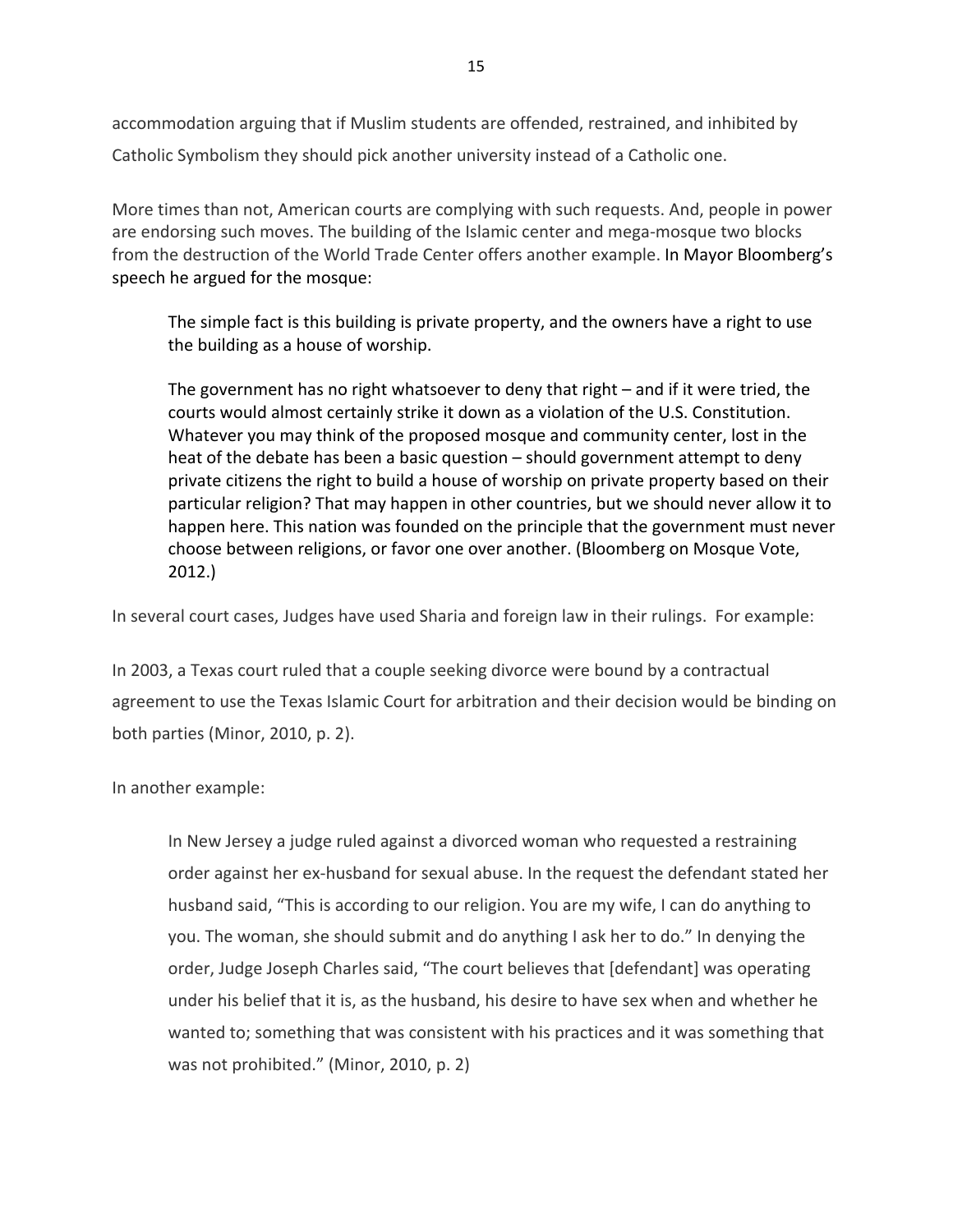accommodation arguing that if Muslim students are offended, restrained, and inhibited by Catholic Symbolism they should pick another university instead of a Catholic one.

More times than not, American courts are complying with such requests. And, people in power are endorsing such moves. The building of the Islamic center and mega-mosque two blocks from the destruction of the World Trade Center offers another example. In Mayor Bloomberg's speech he argued for the mosque:

> The simple fact is this building is private property, and the owners have a right to use the building as a house of worship.
>
> The government has no right whatsoever to deny that right – and if it were tried, the courts would almost certainly strike it down as a violation of the U.S. Constitution. Whatever you may think of the proposed mosque and community center, lost in the heat of the debate has been a basic question – should government attempt to deny private citizens the right to build a house of worship on private property based on their particular religion? That may happen in other countries, but we should never allow it to happen here. This nation was founded on the principle that the government must never choose between religions, or favor one over another. (Bloomberg on Mosque Vote, 2012.)

In several court cases, Judges have used Sharia and foreign law in their rulings. For example:

In 2003, a Texas court ruled that a couple seeking divorce were bound by a contractual agreement to use the Texas Islamic Court for arbitration and their decision would be binding on both parties (Minor, 2010, p. 2).

In another example:

> In New Jersey a judge ruled against a divorced woman who requested a restraining order against her ex-husband for sexual abuse. In the request the defendant stated her husband said, "This is according to our religion. You are my wife, I can do anything to you. The woman, she should submit and do anything I ask her to do." In denying the order, Judge Joseph Charles said, "The court believes that [defendant] was operating under his belief that it is, as the husband, his desire to have sex when and whether he wanted to; something that was consistent with his practices and it was something that was not prohibited." (Minor, 2010, p. 2)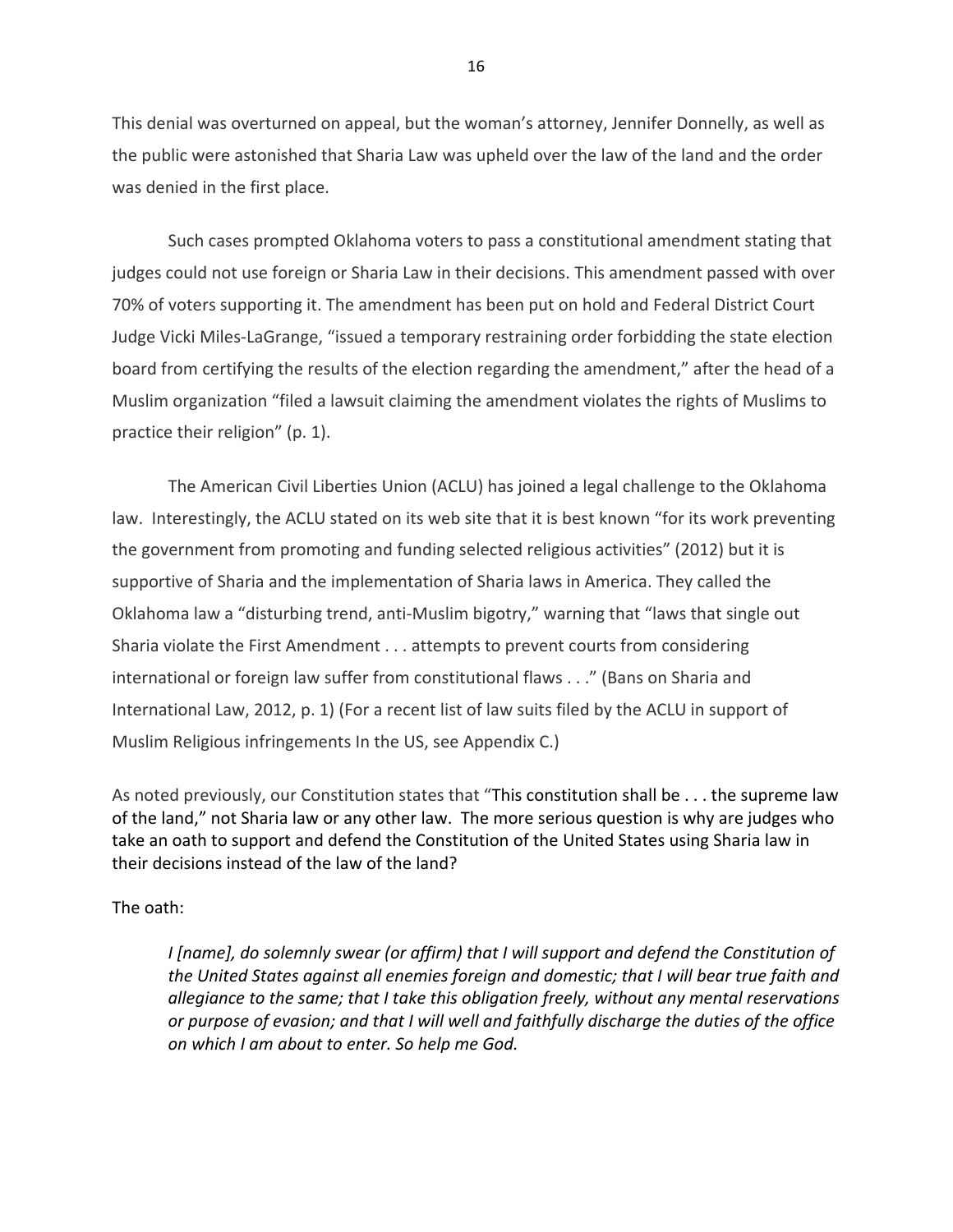This denial was overturned on appeal, but the woman's attorney, Jennifer Donnelly, as well as the public were astonished that Sharia Law was upheld over the law of the land and the order was denied in the first place.

Such cases prompted Oklahoma voters to pass a constitutional amendment stating that judges could not use foreign or Sharia Law in their decisions. This amendment passed with over 70% of voters supporting it. The amendment has been put on hold and Federal District Court Judge Vicki Miles-LaGrange, "issued a temporary restraining order forbidding the state election board from certifying the results of the election regarding the amendment," after the head of a Muslim organization "filed a lawsuit claiming the amendment violates the rights of Muslims to practice their religion" (p. 1).

The American Civil Liberties Union (ACLU) has joined a legal challenge to the Oklahoma law. Interestingly, the ACLU stated on its web site that it is best known "for its work preventing the government from promoting and funding selected religious activities" (2012) but it is supportive of Sharia and the implementation of Sharia laws in America. They called the Oklahoma law a "disturbing trend, anti-Muslim bigotry," warning that "laws that single out Sharia violate the First Amendment . . . attempts to prevent courts from considering international or foreign law suffer from constitutional flaws . . ." (Bans on Sharia and International Law, 2012, p. 1) (For a recent list of law suits filed by the ACLU in support of Muslim Religious infringements In the US, see Appendix C.)

As noted previously, our Constitution states that "This constitution shall be . . . the supreme law of the land," not Sharia law or any other law. The more serious question is why are judges who take an oath to support and defend the Constitution of the United States using Sharia law in their decisions instead of the law of the land?

The oath:

> *I [name], do solemnly swear (or affirm) that I will support and defend the Constitution of the United States against all enemies foreign and domestic; that I will bear true faith and allegiance to the same; that I take this obligation freely, without any mental reservations or purpose of evasion; and that I will well and faithfully discharge the duties of the office on which I am about to enter. So help me God.*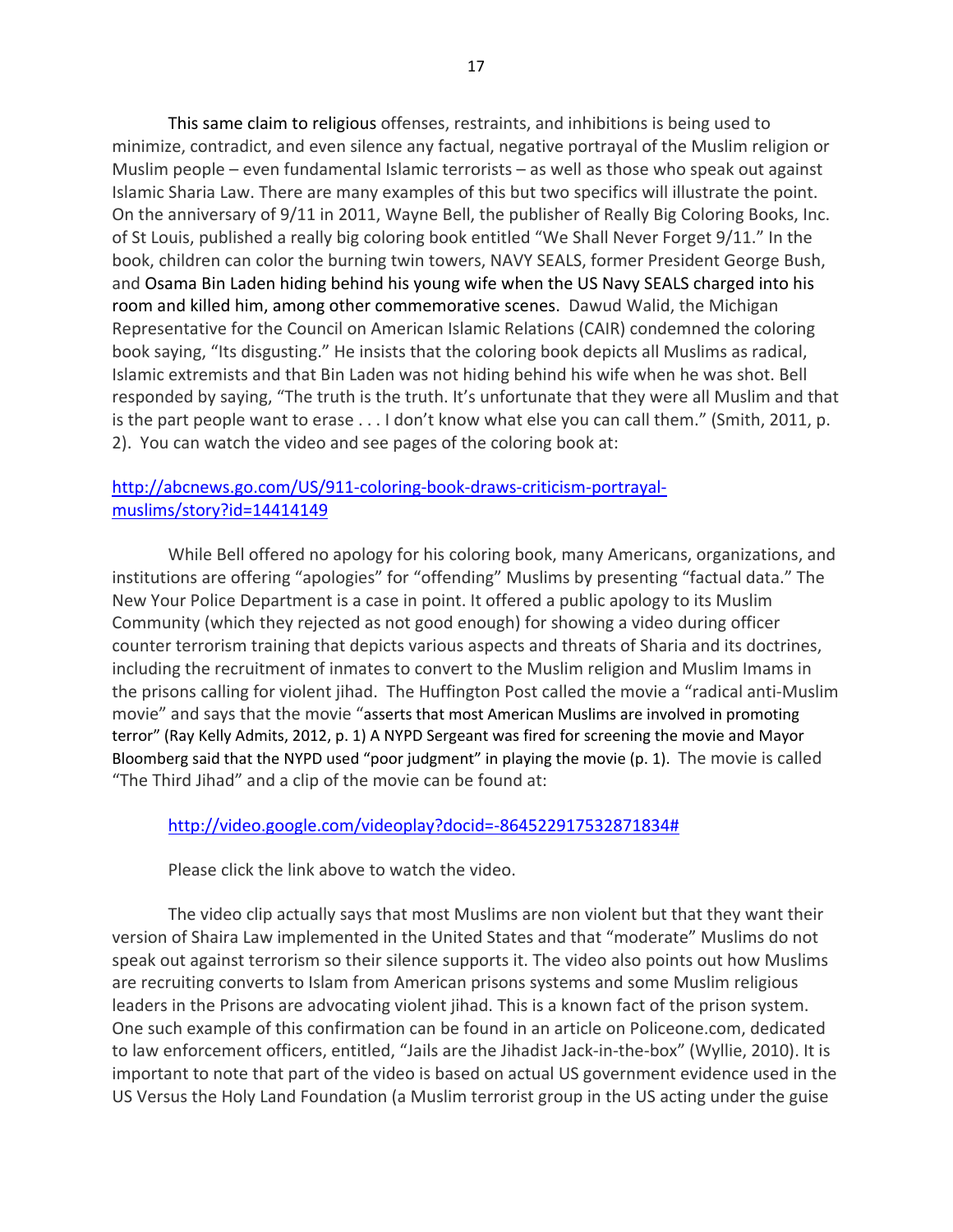This same claim to religious offenses, restraints, and inhibitions is being used to minimize, contradict, and even silence any factual, negative portrayal of the Muslim religion or Muslim people – even fundamental Islamic terrorists – as well as those who speak out against Islamic Sharia Law. There are many examples of this but two specifics will illustrate the point. On the anniversary of 9/11 in 2011, Wayne Bell, the publisher of Really Big Coloring Books, Inc. of St Louis, published a really big coloring book entitled "We Shall Never Forget 9/11." In the book, children can color the burning twin towers, NAVY SEALS, former President George Bush, and Osama Bin Laden hiding behind his young wife when the US Navy SEALS charged into his room and killed him, among other commemorative scenes. Dawud Walid, the Michigan Representative for the Council on American Islamic Relations (CAIR) condemned the coloring book saying, "Its disgusting." He insists that the coloring book depicts all Muslims as radical, Islamic extremists and that Bin Laden was not hiding behind his wife when he was shot. Bell responded by saying, "The truth is the truth. It's unfortunate that they were all Muslim and that is the part people want to erase . . . I don't know what else you can call them." (Smith, 2011, p. 2). You can watch the video and see pages of the coloring book at:

http://abcnews.go.com/US/911-coloring-book-draws-criticism-portrayal-muslims/story?id=14414149

While Bell offered no apology for his coloring book, many Americans, organizations, and institutions are offering "apologies" for "offending" Muslims by presenting "factual data." The New Your Police Department is a case in point. It offered a public apology to its Muslim Community (which they rejected as not good enough) for showing a video during officer counter terrorism training that depicts various aspects and threats of Sharia and its doctrines, including the recruitment of inmates to convert to the Muslim religion and Muslim Imams in the prisons calling for violent jihad. The Huffington Post called the movie a "radical anti-Muslim movie" and says that the movie "asserts that most American Muslims are involved in promoting terror" (Ray Kelly Admits, 2012, p. 1) A NYPD Sergeant was fired for screening the movie and Mayor Bloomberg said that the NYPD used "poor judgment" in playing the movie (p. 1). The movie is called "The Third Jihad" and a clip of the movie can be found at:

http://video.google.com/videoplay?docid=-864522917532871834#

Please click the link above to watch the video.

The video clip actually says that most Muslims are non violent but that they want their version of Shaira Law implemented in the United States and that "moderate" Muslims do not speak out against terrorism so their silence supports it. The video also points out how Muslims are recruiting converts to Islam from American prisons systems and some Muslim religious leaders in the Prisons are advocating violent jihad. This is a known fact of the prison system. One such example of this confirmation can be found in an article on Policeone.com, dedicated to law enforcement officers, entitled, "Jails are the Jihadist Jack-in-the-box" (Wyllie, 2010). It is important to note that part of the video is based on actual US government evidence used in the US Versus the Holy Land Foundation (a Muslim terrorist group in the US acting under the guise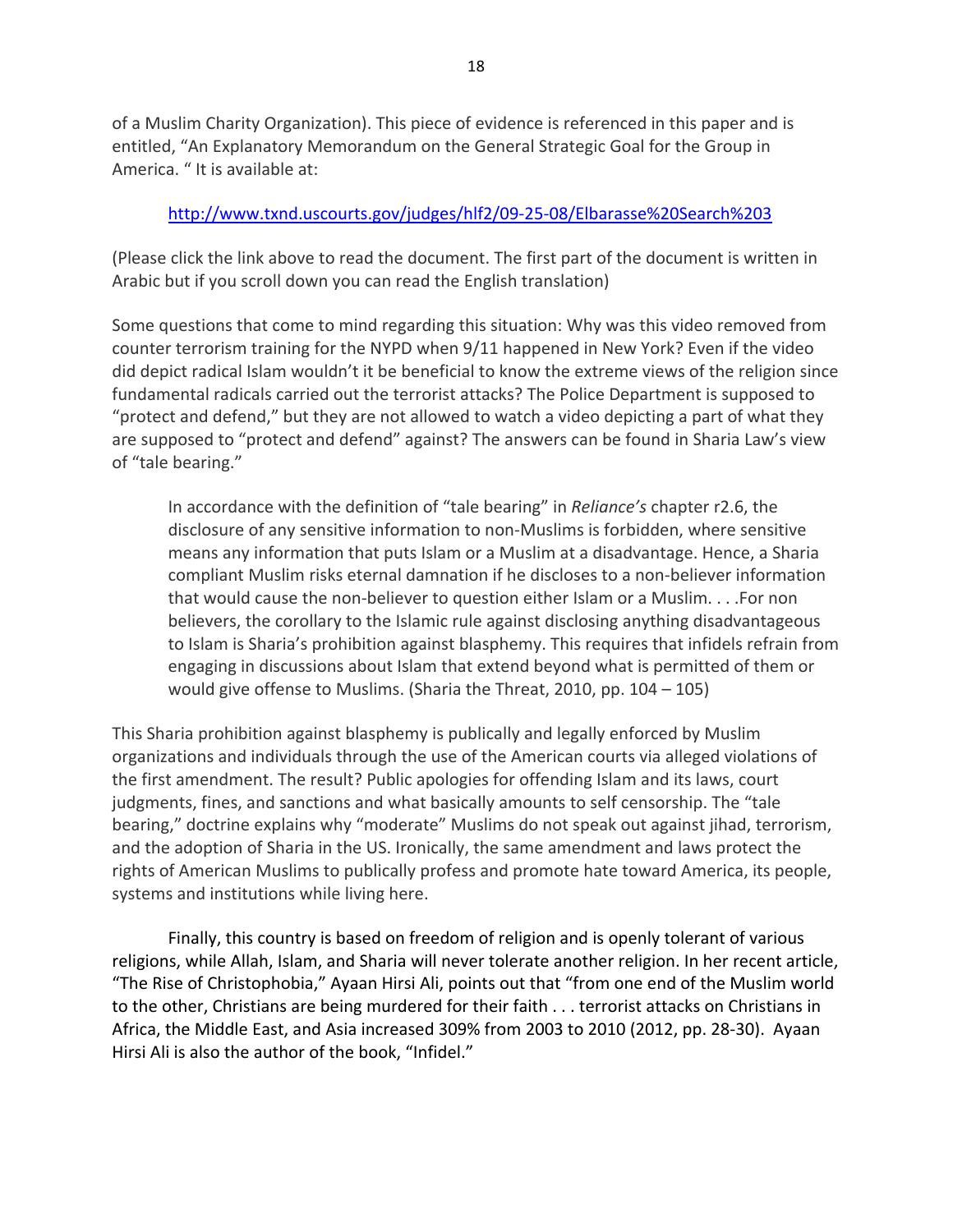of a Muslim Charity Organization). This piece of evidence is referenced in this paper and is entitled, "An Explanatory Memorandum on the General Strategic Goal for the Group in America. " It is available at:

http://www.txnd.uscourts.gov/judges/hlf2/09-25-08/Elbarasse%20Search%203

(Please click the link above to read the document. The first part of the document is written in Arabic but if you scroll down you can read the English translation)

Some questions that come to mind regarding this situation: Why was this video removed from counter terrorism training for the NYPD when 9/11 happened in New York? Even if the video did depict radical Islam wouldn't it be beneficial to know the extreme views of the religion since fundamental radicals carried out the terrorist attacks? The Police Department is supposed to "protect and defend," but they are not allowed to watch a video depicting a part of what they are supposed to "protect and defend" against? The answers can be found in Sharia Law's view of "tale bearing."

> In accordance with the definition of "tale bearing" in *Reliance's* chapter r2.6, the disclosure of any sensitive information to non-Muslims is forbidden, where sensitive means any information that puts Islam or a Muslim at a disadvantage. Hence, a Sharia compliant Muslim risks eternal damnation if he discloses to a non-believer information that would cause the non-believer to question either Islam or a Muslim. . . .For non believers, the corollary to the Islamic rule against disclosing anything disadvantageous to Islam is Sharia's prohibition against blasphemy. This requires that infidels refrain from engaging in discussions about Islam that extend beyond what is permitted of them or would give offense to Muslims. (Sharia the Threat, 2010, pp. 104 – 105)

This Sharia prohibition against blasphemy is publically and legally enforced by Muslim organizations and individuals through the use of the American courts via alleged violations of the first amendment. The result? Public apologies for offending Islam and its laws, court judgments, fines, and sanctions and what basically amounts to self censorship. The "tale bearing," doctrine explains why "moderate" Muslims do not speak out against jihad, terrorism, and the adoption of Sharia in the US. Ironically, the same amendment and laws protect the rights of American Muslims to publically profess and promote hate toward America, its people, systems and institutions while living here.

Finally, this country is based on freedom of religion and is openly tolerant of various religions, while Allah, Islam, and Sharia will never tolerate another religion. In her recent article, "The Rise of Christophobia," Ayaan Hirsi Ali, points out that "from one end of the Muslim world to the other, Christians are being murdered for their faith . . . terrorist attacks on Christians in Africa, the Middle East, and Asia increased 309% from 2003 to 2010 (2012, pp. 28-30). Ayaan Hirsi Ali is also the author of the book, "Infidel."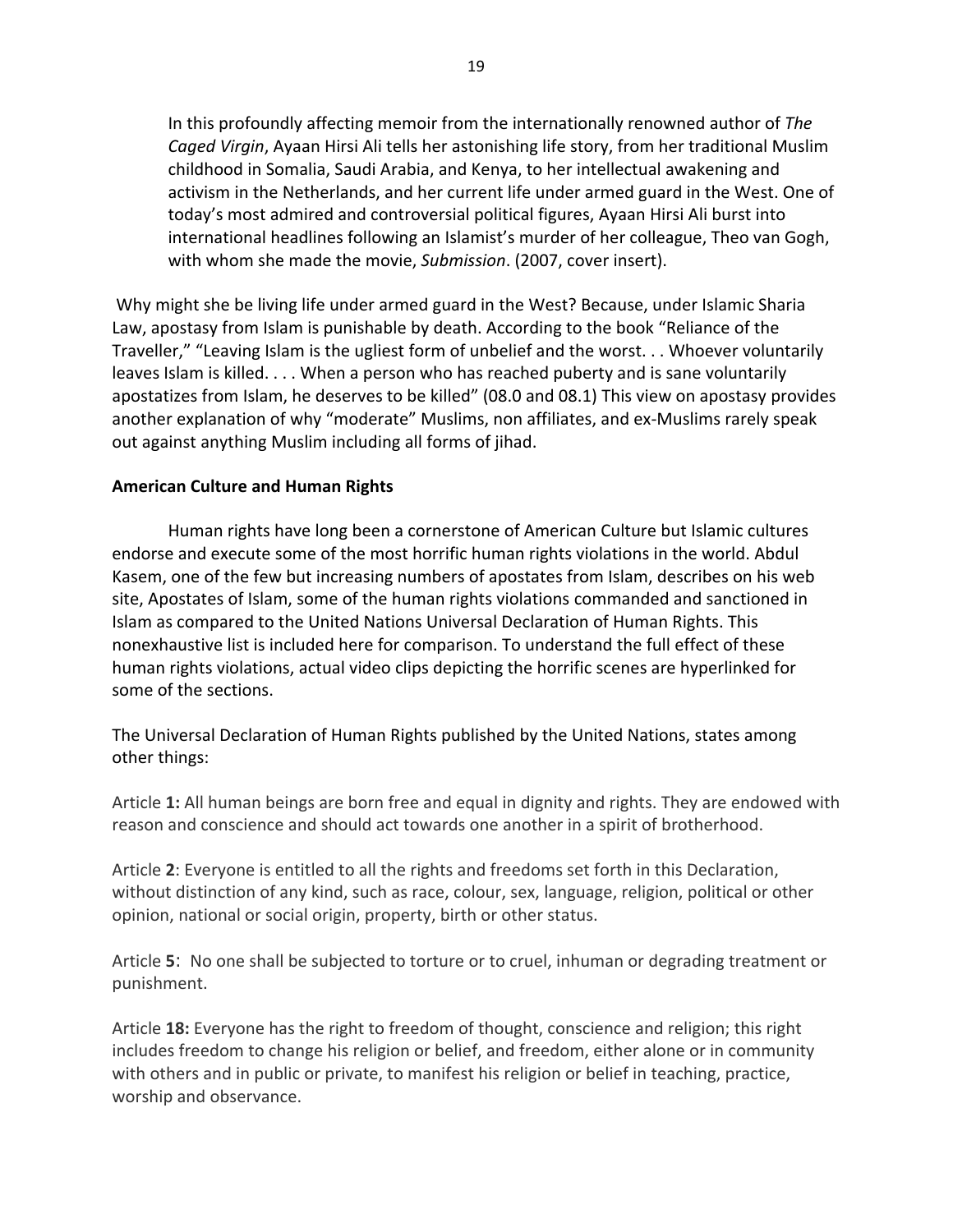> In this profoundly affecting memoir from the internationally renowned author of *The Caged Virgin*, Ayaan Hirsi Ali tells her astonishing life story, from her traditional Muslim childhood in Somalia, Saudi Arabia, and Kenya, to her intellectual awakening and activism in the Netherlands, and her current life under armed guard in the West. One of today's most admired and controversial political figures, Ayaan Hirsi Ali burst into international headlines following an Islamist's murder of her colleague, Theo van Gogh, with whom she made the movie, *Submission*. (2007, cover insert).

Why might she be living life under armed guard in the West? Because, under Islamic Sharia Law, apostasy from Islam is punishable by death. According to the book "Reliance of the Traveller," "Leaving Islam is the ugliest form of unbelief and the worst. . . Whoever voluntarily leaves Islam is killed. . . . When a person who has reached puberty and is sane voluntarily apostatizes from Islam, he deserves to be killed" (08.0 and 08.1) This view on apostasy provides another explanation of why "moderate" Muslims, non affiliates, and ex-Muslims rarely speak out against anything Muslim including all forms of jihad.

**American Culture and Human Rights**

Human rights have long been a cornerstone of American Culture but Islamic cultures endorse and execute some of the most horrific human rights violations in the world. Abdul Kasem, one of the few but increasing numbers of apostates from Islam, describes on his web site, Apostates of Islam, some of the human rights violations commanded and sanctioned in Islam as compared to the United Nations Universal Declaration of Human Rights. This nonexhaustive list is included here for comparison. To understand the full effect of these human rights violations, actual video clips depicting the horrific scenes are hyperlinked for some of the sections.

The Universal Declaration of Human Rights published by the United Nations, states among other things:

Article **1:** All human beings are born free and equal in dignity and rights. They are endowed with reason and conscience and should act towards one another in a spirit of brotherhood.

Article **2**: Everyone is entitled to all the rights and freedoms set forth in this Declaration, without distinction of any kind, such as race, colour, sex, language, religion, political or other opinion, national or social origin, property, birth or other status.

Article **5**: No one shall be subjected to torture or to cruel, inhuman or degrading treatment or punishment.

Article **18:** Everyone has the right to freedom of thought, conscience and religion; this right includes freedom to change his religion or belief, and freedom, either alone or in community with others and in public or private, to manifest his religion or belief in teaching, practice, worship and observance.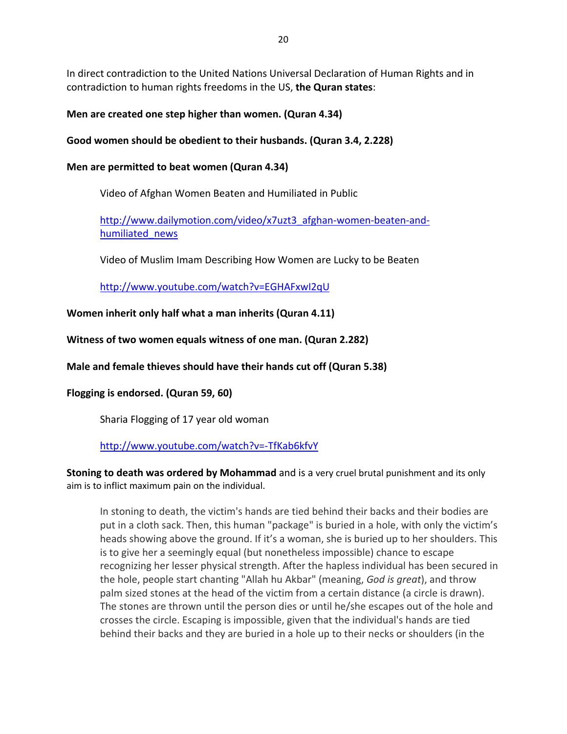In direct contradiction to the United Nations Universal Declaration of Human Rights and in contradiction to human rights freedoms in the US, **the Quran states**:

**Men are created one step higher than women. (Quran 4.34)**

**Good women should be obedient to their husbands. (Quran 3.4, 2.228)**

**Men are permitted to beat women (Quran 4.34)**

> Video of Afghan Women Beaten and Humiliated in Public
>
> [http://www.dailymotion.com/video/x7uzt3_afghan-women-beaten-and-humiliated_news](http://www.dailymotion.com/video/x7uzt3_afghan-women-beaten-and-humiliated_news)
>
> Video of Muslim Imam Describing How Women are Lucky to be Beaten
>
> [http://www.youtube.com/watch?v=EGHAFxwI2qU](http://www.youtube.com/watch?v=EGHAFxwI2qU)

**Women inherit only half what a man inherits (Quran 4.11)**

**Witness of two women equals witness of one man. (Quran 2.282)**

**Male and female thieves should have their hands cut off (Quran 5.38)**

**Flogging is endorsed. (Quran 59, 60)**

> Sharia Flogging of 17 year old woman
>
> [http://www.youtube.com/watch?v=-TfKab6kfvY](http://www.youtube.com/watch?v=-TfKab6kfvY)

**Stoning to death was ordered by Mohammad** and is a very cruel brutal punishment and its only aim is to inflict maximum pain on the individual.

> In stoning to death, the victim's hands are tied behind their backs and their bodies are put in a cloth sack. Then, this human "package" is buried in a hole, with only the victim's heads showing above the ground. If it's a woman, she is buried up to her shoulders. This is to give her a seemingly equal (but nonetheless impossible) chance to escape recognizing her lesser physical strength. After the hapless individual has been secured in the hole, people start chanting "Allah hu Akbar" (meaning, *God is great*), and throw palm sized stones at the head of the victim from a certain distance (a circle is drawn). The stones are thrown until the person dies or until he/she escapes out of the hole and crosses the circle. Escaping is impossible, given that the individual's hands are tied behind their backs and they are buried in a hole up to their necks or shoulders (in the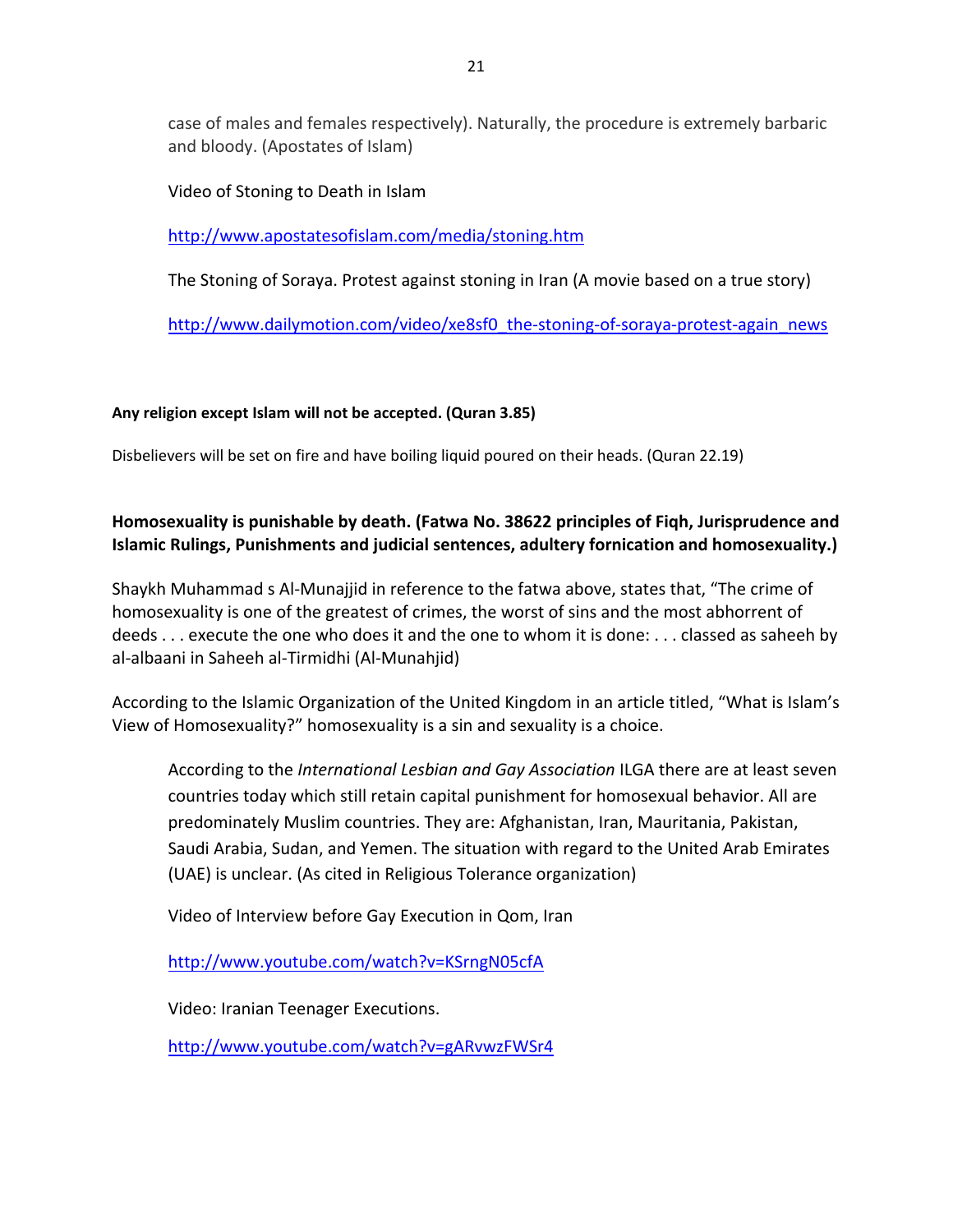case of males and females respectively). Naturally, the procedure is extremely barbaric and bloody. (Apostates of Islam)

Video of Stoning to Death in Islam

http://www.apostatesofislam.com/media/stoning.htm

The Stoning of Soraya. Protest against stoning in Iran (A movie based on a true story)

http://www.dailymotion.com/video/xe8sf0_the-stoning-of-soraya-protest-again_news

**Any religion except Islam will not be accepted. (Quran 3.85)**

Disbelievers will be set on fire and have boiling liquid poured on their heads. (Quran 22.19)

**Homosexuality is punishable by death. (Fatwa No. 38622 principles of Fiqh, Jurisprudence and Islamic Rulings, Punishments and judicial sentences, adultery fornication and homosexuality.)**

Shaykh Muhammad s Al-Munajjid in reference to the fatwa above, states that, "The crime of homosexuality is one of the greatest of crimes, the worst of sins and the most abhorrent of deeds . . . execute the one who does it and the one to whom it is done: . . . classed as saheeh by al-albaani in Saheeh al-Tirmidhi (Al-Munahjid)

According to the Islamic Organization of the United Kingdom in an article titled, "What is Islam's View of Homosexuality?" homosexuality is a sin and sexuality is a choice.

According to the *International Lesbian and Gay Association* ILGA there are at least seven countries today which still retain capital punishment for homosexual behavior. All are predominately Muslim countries. They are: Afghanistan, Iran, Mauritania, Pakistan, Saudi Arabia, Sudan, and Yemen. The situation with regard to the United Arab Emirates (UAE) is unclear. (As cited in Religious Tolerance organization)

Video of Interview before Gay Execution in Qom, Iran

http://www.youtube.com/watch?v=KSrngN05cfA

Video: Iranian Teenager Executions.

http://www.youtube.com/watch?v=gARvwzFWSr4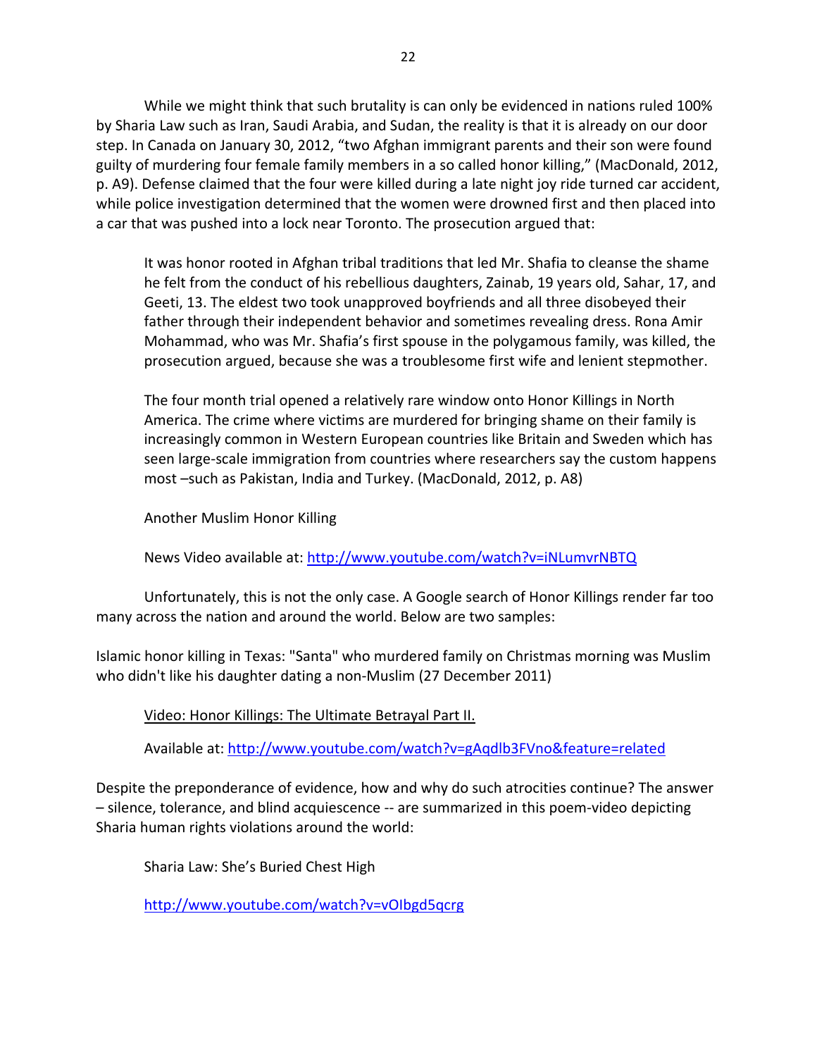While we might think that such brutality is can only be evidenced in nations ruled 100% by Sharia Law such as Iran, Saudi Arabia, and Sudan, the reality is that it is already on our door step. In Canada on January 30, 2012, "two Afghan immigrant parents and their son were found guilty of murdering four female family members in a so called honor killing," (MacDonald, 2012, p. A9). Defense claimed that the four were killed during a late night joy ride turned car accident, while police investigation determined that the women were drowned first and then placed into a car that was pushed into a lock near Toronto. The prosecution argued that:

> It was honor rooted in Afghan tribal traditions that led Mr. Shafia to cleanse the shame he felt from the conduct of his rebellious daughters, Zainab, 19 years old, Sahar, 17, and Geeti, 13. The eldest two took unapproved boyfriends and all three disobeyed their father through their independent behavior and sometimes revealing dress. Rona Amir Mohammad, who was Mr. Shafia's first spouse in the polygamous family, was killed, the prosecution argued, because she was a troublesome first wife and lenient stepmother.
>
> The four month trial opened a relatively rare window onto Honor Killings in North America. The crime where victims are murdered for bringing shame on their family is increasingly common in Western European countries like Britain and Sweden which has seen large-scale immigration from countries where researchers say the custom happens most –such as Pakistan, India and Turkey. (MacDonald, 2012, p. A8)

Another Muslim Honor Killing

News Video available at: [http://www.youtube.com/watch?v=iNLumvrNBTQ](http://www.youtube.com/watch?v=iNLumvrNBTQ)

Unfortunately, this is not the only case. A Google search of Honor Killings render far too many across the nation and around the world. Below are two samples:

Islamic honor killing in Texas: "Santa" who murdered family on Christmas morning was Muslim who didn't like his daughter dating a non-Muslim (27 December 2011)

Video: Honor Killings: The Ultimate Betrayal Part II.

Available at: [http://www.youtube.com/watch?v=gAqdlb3FVno&feature=related](http://www.youtube.com/watch?v=gAqdlb3FVno&feature=related)

Despite the preponderance of evidence, how and why do such atrocities continue? The answer – silence, tolerance, and blind acquiescence -- are summarized in this poem-video depicting Sharia human rights violations around the world:

Sharia Law: She's Buried Chest High

[http://www.youtube.com/watch?v=vOIbgd5qcrg](http://www.youtube.com/watch?v=vOIbgd5qcrg)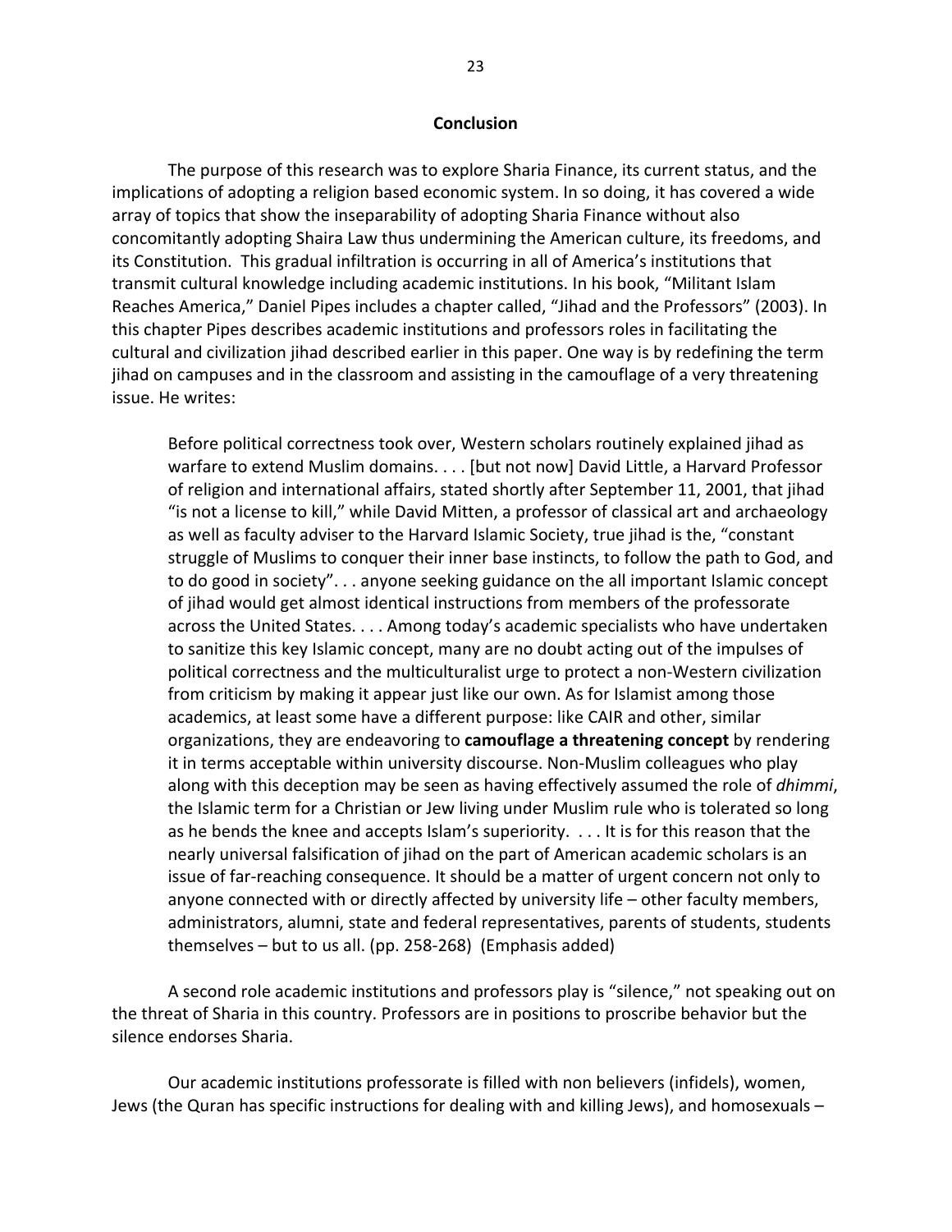## Conclusion

The purpose of this research was to explore Sharia Finance, its current status, and the implications of adopting a religion based economic system. In so doing, it has covered a wide array of topics that show the inseparability of adopting Sharia Finance without also concomitantly adopting Shaira Law thus undermining the American culture, its freedoms, and its Constitution. This gradual infiltration is occurring in all of America's institutions that transmit cultural knowledge including academic institutions. In his book, "Militant Islam Reaches America," Daniel Pipes includes a chapter called, "Jihad and the Professors" (2003). In this chapter Pipes describes academic institutions and professors roles in facilitating the cultural and civilization jihad described earlier in this paper. One way is by redefining the term jihad on campuses and in the classroom and assisting in the camouflage of a very threatening issue. He writes:

> Before political correctness took over, Western scholars routinely explained jihad as warfare to extend Muslim domains. . . . [but not now] David Little, a Harvard Professor of religion and international affairs, stated shortly after September 11, 2001, that jihad "is not a license to kill," while David Mitten, a professor of classical art and archaeology as well as faculty adviser to the Harvard Islamic Society, true jihad is the, "constant struggle of Muslims to conquer their inner base instincts, to follow the path to God, and to do good in society". . . anyone seeking guidance on the all important Islamic concept of jihad would get almost identical instructions from members of the professorate across the United States. . . . Among today's academic specialists who have undertaken to sanitize this key Islamic concept, many are no doubt acting out of the impulses of political correctness and the multiculturalist urge to protect a non-Western civilization from criticism by making it appear just like our own. As for Islamist among those academics, at least some have a different purpose: like CAIR and other, similar organizations, they are endeavoring to **camouflage a threatening concept** by rendering it in terms acceptable within university discourse. Non-Muslim colleagues who play along with this deception may be seen as having effectively assumed the role of *dhimmi*, the Islamic term for a Christian or Jew living under Muslim rule who is tolerated so long as he bends the knee and accepts Islam's superiority. . . . It is for this reason that the nearly universal falsification of jihad on the part of American academic scholars is an issue of far-reaching consequence. It should be a matter of urgent concern not only to anyone connected with or directly affected by university life – other faculty members, administrators, alumni, state and federal representatives, parents of students, students themselves – but to us all. (pp. 258-268) (Emphasis added)

A second role academic institutions and professors play is "silence," not speaking out on the threat of Sharia in this country. Professors are in positions to proscribe behavior but the silence endorses Sharia.

Our academic institutions professorate is filled with non believers (infidels), women, Jews (the Quran has specific instructions for dealing with and killing Jews), and homosexuals –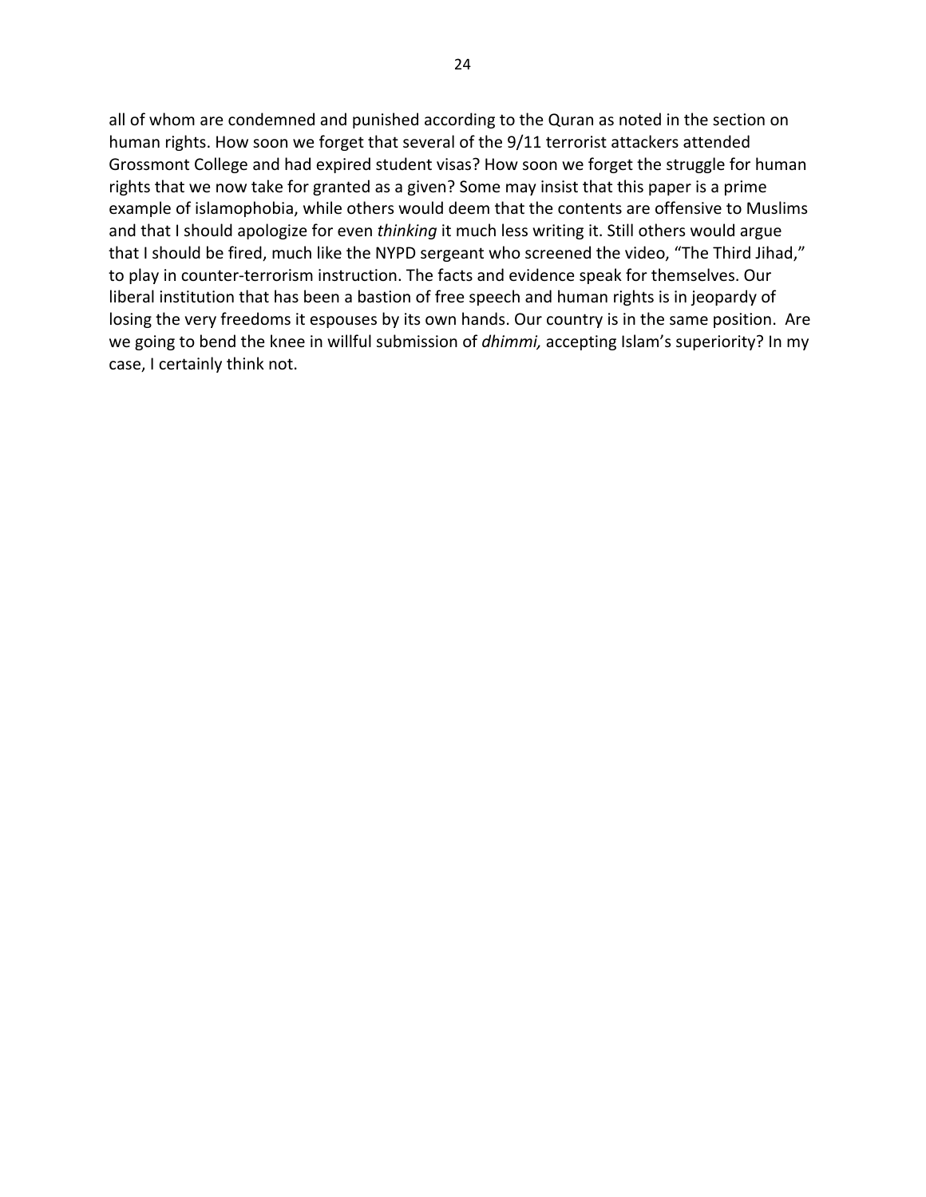all of whom are condemned and punished according to the Quran as noted in the section on human rights. How soon we forget that several of the 9/11 terrorist attackers attended Grossmont College and had expired student visas? How soon we forget the struggle for human rights that we now take for granted as a given? Some may insist that this paper is a prime example of islamophobia, while others would deem that the contents are offensive to Muslims and that I should apologize for even *thinking* it much less writing it. Still others would argue that I should be fired, much like the NYPD sergeant who screened the video, “The Third Jihad,” to play in counter-terrorism instruction. The facts and evidence speak for themselves. Our liberal institution that has been a bastion of free speech and human rights is in jeopardy of losing the very freedoms it espouses by its own hands. Our country is in the same position. Are we going to bend the knee in willful submission of *dhimmi,* accepting Islam’s superiority? In my case, I certainly think not.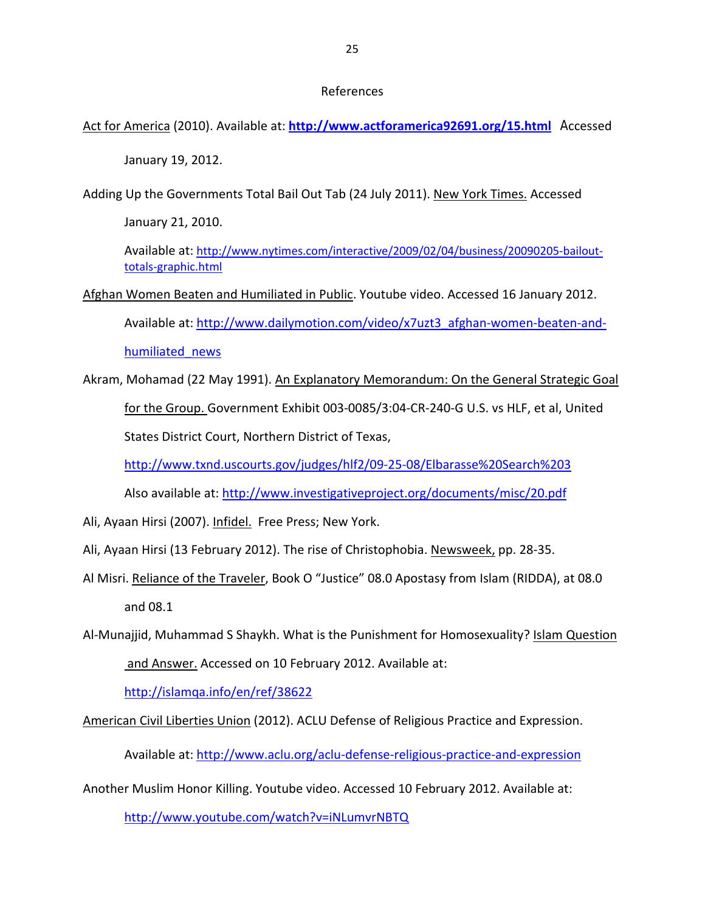# References

Act for America (2010). Available at: **http://www.actforamerica92691.org/15.html** Accessed January 19, 2012.

Adding Up the Governments Total Bail Out Tab (24 July 2011). New York Times. Accessed January 21, 2010.

Available at: http://www.nytimes.com/interactive/2009/02/04/business/20090205-bailout-totals-graphic.html

Afghan Women Beaten and Humiliated in Public. Youtube video. Accessed 16 January 2012. Available at: http://www.dailymotion.com/video/x7uzt3_afghan-women-beaten-and-humiliated_news

Akram, Mohamad (22 May 1991). An Explanatory Memorandum: On the General Strategic Goal for the Group. Government Exhibit 003-0085/3:04-CR-240-G U.S. vs HLF, et al, United States District Court, Northern District of Texas, http://www.txnd.uscourts.gov/judges/hlf2/09-25-08/Elbarasse%20Search%203 Also available at: http://www.investigativeproject.org/documents/misc/20.pdf

Ali, Ayaan Hirsi (2007). Infidel. Free Press; New York.

Ali, Ayaan Hirsi (13 February 2012). The rise of Christophobia. Newsweek, pp. 28-35.

Al Misri. Reliance of the Traveler, Book O "Justice" 08.0 Apostasy from Islam (RIDDA), at 08.0 and 08.1

Al-Munajjid, Muhammad S Shaykh. What is the Punishment for Homosexuality? Islam Question and Answer. Accessed on 10 February 2012. Available at: http://islamqa.info/en/ref/38622

American Civil Liberties Union (2012). ACLU Defense of Religious Practice and Expression.

Available at: http://www.aclu.org/aclu-defense-religious-practice-and-expression

Another Muslim Honor Killing. Youtube video. Accessed 10 February 2012. Available at: http://www.youtube.com/watch?v=iNLumvrNBTQ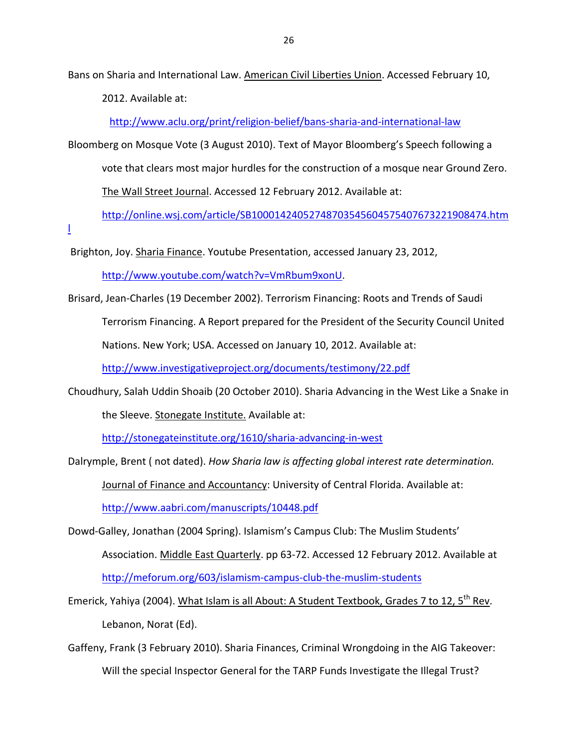Bans on Sharia and International Law. American Civil Liberties Union. Accessed February 10, 2012. Available at: http://www.aclu.org/print/religion-belief/bans-sharia-and-international-law

Bloomberg on Mosque Vote (3 August 2010). Text of Mayor Bloomberg's Speech following a vote that clears most major hurdles for the construction of a mosque near Ground Zero. The Wall Street Journal. Accessed 12 February 2012. Available at: http://online.wsj.com/article/SB10001424052748703545604575407673221908474.html

Brighton, Joy. Sharia Finance. Youtube Presentation, accessed January 23, 2012, http://www.youtube.com/watch?v=VmRbum9xonU.

Brisard, Jean-Charles (19 December 2002). Terrorism Financing: Roots and Trends of Saudi Terrorism Financing. A Report prepared for the President of the Security Council United Nations. New York; USA. Accessed on January 10, 2012. Available at: http://www.investigativeproject.org/documents/testimony/22.pdf

Choudhury, Salah Uddin Shoaib (20 October 2010). Sharia Advancing in the West Like a Snake in the Sleeve. Stonegate Institute. Available at: http://stonegateinstitute.org/1610/sharia-advancing-in-west

Dalrymple, Brent ( not dated). *How Sharia law is affecting global interest rate determination.* Journal of Finance and Accountancy: University of Central Florida. Available at: http://www.aabri.com/manuscripts/10448.pdf

Dowd-Galley, Jonathan (2004 Spring). Islamism's Campus Club: The Muslim Students' Association. Middle East Quarterly. pp 63-72. Accessed 12 February 2012. Available at http://meforum.org/603/islamism-campus-club-the-muslim-students

Emerick, Yahiya (2004). What Islam is all About: A Student Textbook, Grades 7 to 12, 5th Rev. Lebanon, Norat (Ed).

Gaffeny, Frank (3 February 2010). Sharia Finances, Criminal Wrongdoing in the AIG Takeover: Will the special Inspector General for the TARP Funds Investigate the Illegal Trust?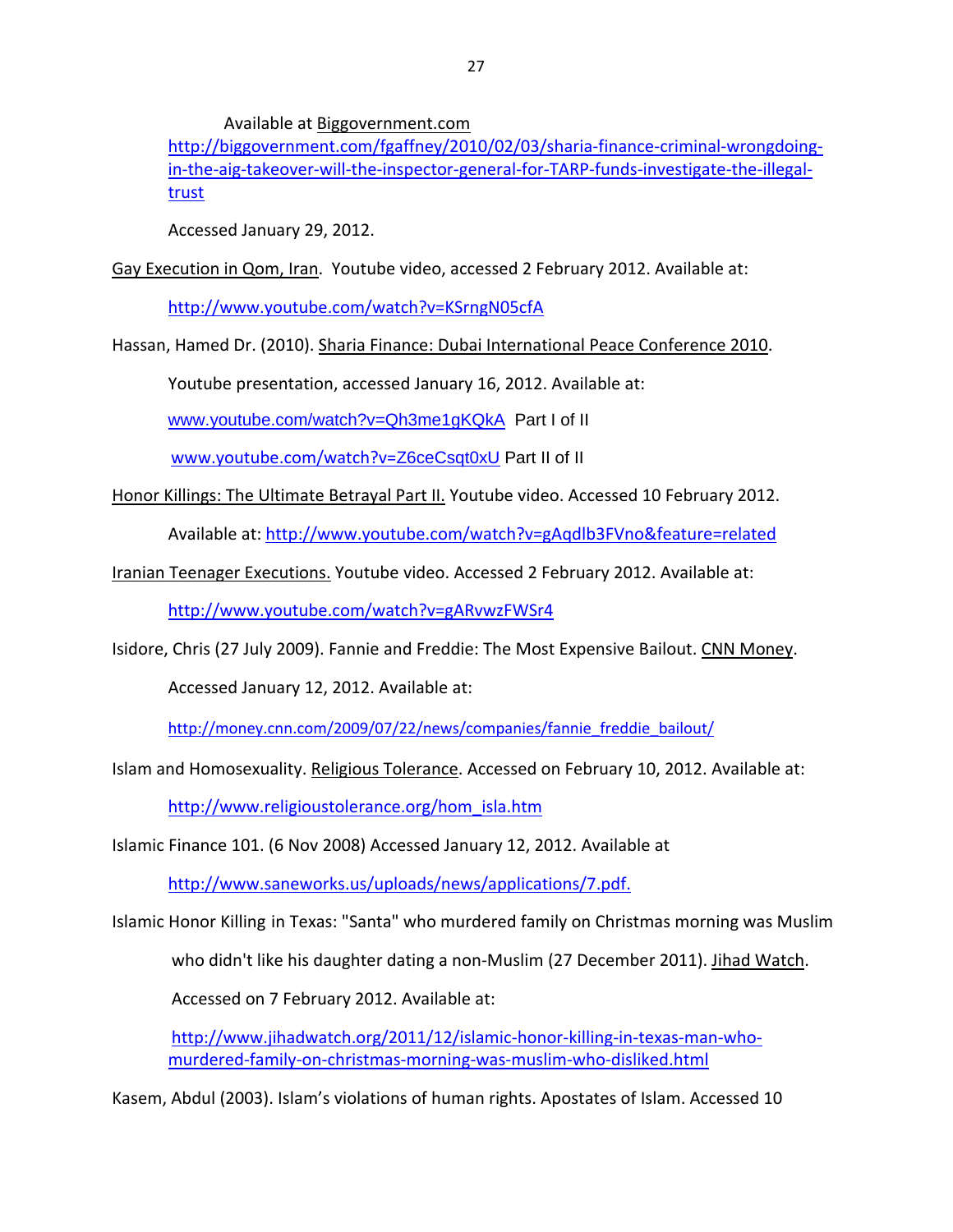Available at Biggovernment.com

http://biggovernment.com/fgaffney/2010/02/03/sharia-finance-criminal-wrongdoing-in-the-aig-takeover-will-the-inspector-general-for-TARP-funds-investigate-the-illegal-trust

Accessed January 29, 2012.

Gay Execution in Qom, Iran. Youtube video, accessed 2 February 2012. Available at:

http://www.youtube.com/watch?v=KSrngN05cfA

Hassan, Hamed Dr. (2010). Sharia Finance: Dubai International Peace Conference 2010.

Youtube presentation, accessed January 16, 2012. Available at:

www.youtube.com/watch?v=Qh3me1gKQkA Part I of II

www.youtube.com/watch?v=Z6ceCsqt0xU Part II of II

Honor Killings: The Ultimate Betrayal Part II. Youtube video. Accessed 10 February 2012.

Available at: http://www.youtube.com/watch?v=gAqdlb3FVno&feature=related

Iranian Teenager Executions. Youtube video. Accessed 2 February 2012. Available at:

http://www.youtube.com/watch?v=gARvwzFWSr4

Isidore, Chris (27 July 2009). Fannie and Freddie: The Most Expensive Bailout. CNN Money.

Accessed January 12, 2012. Available at:

http://money.cnn.com/2009/07/22/news/companies/fannie_freddie_bailout/

Islam and Homosexuality. Religious Tolerance. Accessed on February 10, 2012. Available at:

http://www.religioustolerance.org/hom_isla.htm

Islamic Finance 101. (6 Nov 2008) Accessed January 12, 2012. Available at

http://www.saneworks.us/uploads/news/applications/7.pdf.

Islamic Honor Killing in Texas: "Santa" who murdered family on Christmas morning was Muslim who didn't like his daughter dating a non-Muslim (27 December 2011). Jihad Watch.

Accessed on 7 February 2012. Available at:

http://www.jihadwatch.org/2011/12/islamic-honor-killing-in-texas-man-who-murdered-family-on-christmas-morning-was-muslim-who-disliked.html

Kasem, Abdul (2003). Islam's violations of human rights. Apostates of Islam. Accessed 10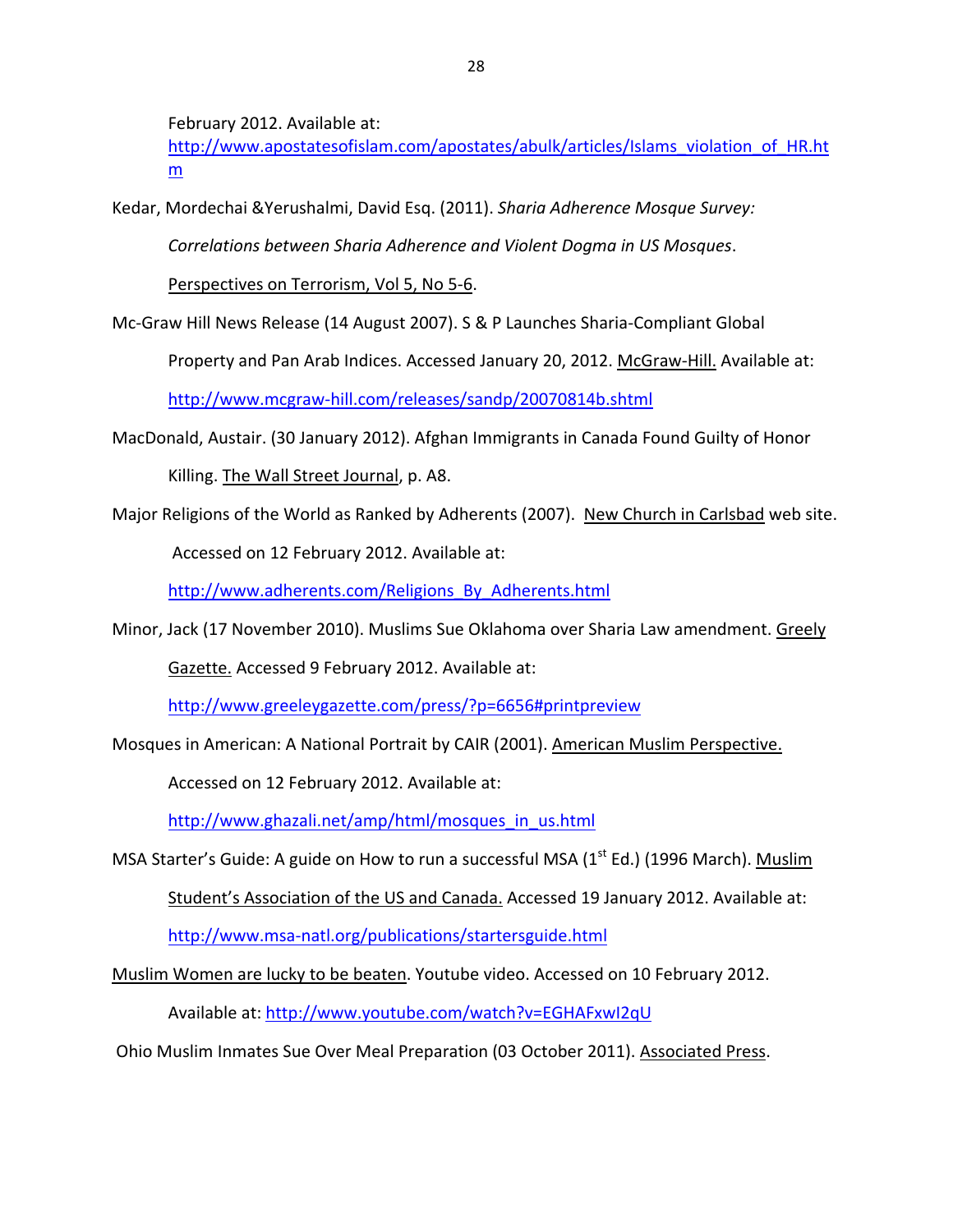February 2012. Available at: http://www.apostatesofislam.com/apostates/abulk/articles/Islams_violation_of_HR.htm

Kedar, Mordechai &Yerushalmi, David Esq. (2011). *Sharia Adherence Mosque Survey: Correlations between Sharia Adherence and Violent Dogma in US Mosques*. Perspectives on Terrorism, Vol 5, No 5-6.

Mc-Graw Hill News Release (14 August 2007). S & P Launches Sharia-Compliant Global Property and Pan Arab Indices. Accessed January 20, 2012. McGraw-Hill. Available at: http://www.mcgraw-hill.com/releases/sandp/20070814b.shtml

MacDonald, Austair. (30 January 2012). Afghan Immigrants in Canada Found Guilty of Honor Killing. The Wall Street Journal, p. A8.

Major Religions of the World as Ranked by Adherents (2007). New Church in Carlsbad web site. Accessed on 12 February 2012. Available at: http://www.adherents.com/Religions_By_Adherents.html

Minor, Jack (17 November 2010). Muslims Sue Oklahoma over Sharia Law amendment. Greely Gazette. Accessed 9 February 2012. Available at: http://www.greeleygazette.com/press/?p=6656#printpreview

Mosques in American: A National Portrait by CAIR (2001). American Muslim Perspective. Accessed on 12 February 2012. Available at: http://www.ghazali.net/amp/html/mosques_in_us.html

MSA Starter's Guide: A guide on How to run a successful MSA (1st Ed.) (1996 March). Muslim Student's Association of the US and Canada. Accessed 19 January 2012. Available at: http://www.msa-natl.org/publications/startersguide.html

Muslim Women are lucky to be beaten. Youtube video. Accessed on 10 February 2012. Available at: http://www.youtube.com/watch?v=EGHAFxwI2qU

Ohio Muslim Inmates Sue Over Meal Preparation (03 October 2011). Associated Press.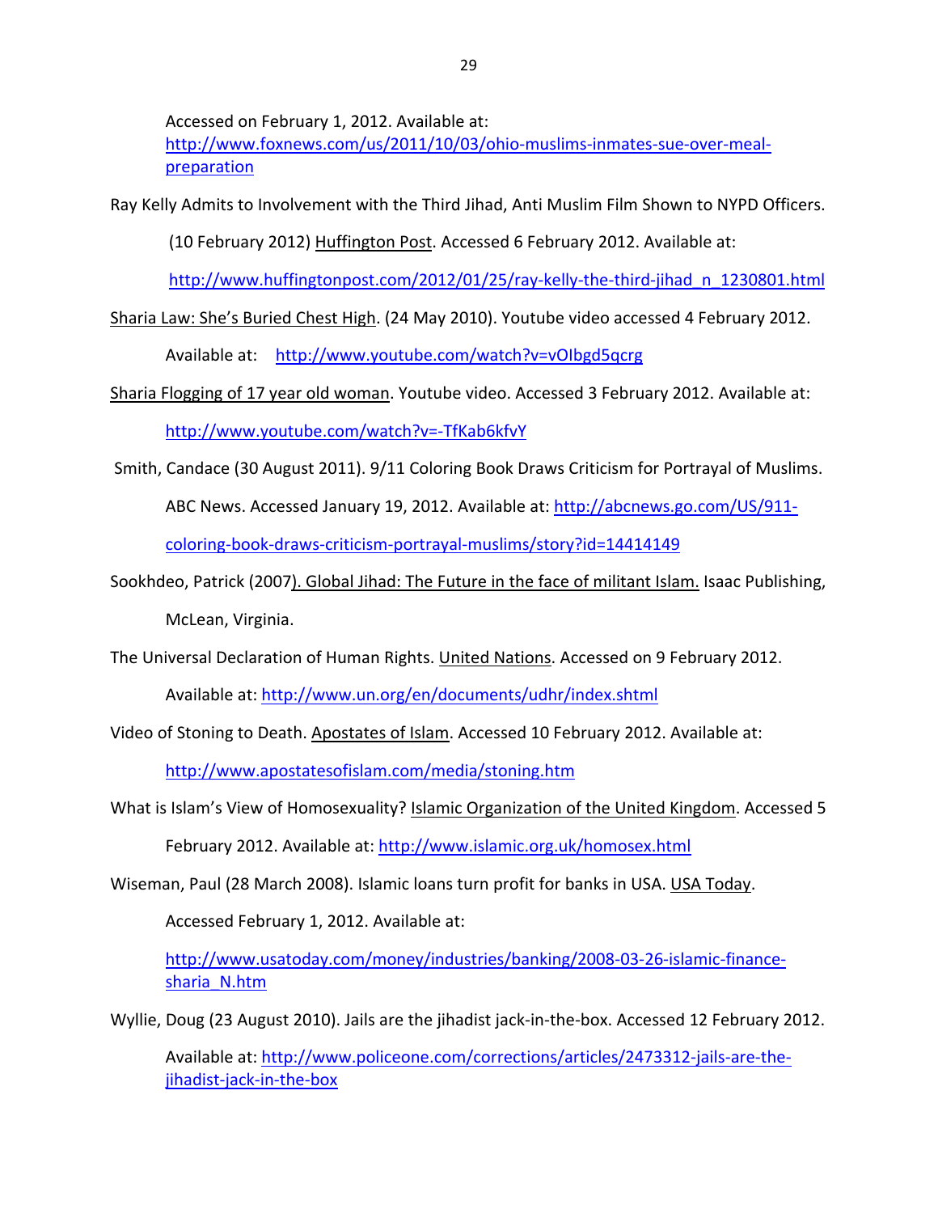Accessed on February 1, 2012. Available at: http://www.foxnews.com/us/2011/10/03/ohio-muslims-inmates-sue-over-meal-preparation

Ray Kelly Admits to Involvement with the Third Jihad, Anti Muslim Film Shown to NYPD Officers. (10 February 2012) Huffington Post. Accessed 6 February 2012. Available at: http://www.huffingtonpost.com/2012/01/25/ray-kelly-the-third-jihad_n_1230801.html

Sharia Law: She's Buried Chest High. (24 May 2010). Youtube video accessed 4 February 2012. Available at: http://www.youtube.com/watch?v=vOIbgd5qcrg

Sharia Flogging of 17 year old woman. Youtube video. Accessed 3 February 2012. Available at: http://www.youtube.com/watch?v=-TfKab6kfvY

Smith, Candace (30 August 2011). 9/11 Coloring Book Draws Criticism for Portrayal of Muslims. ABC News. Accessed January 19, 2012. Available at: http://abcnews.go.com/US/911-coloring-book-draws-criticism-portrayal-muslims/story?id=14414149

Sookhdeo, Patrick (2007). Global Jihad: The Future in the face of militant Islam. Isaac Publishing, McLean, Virginia.

The Universal Declaration of Human Rights. United Nations. Accessed on 9 February 2012. Available at: http://www.un.org/en/documents/udhr/index.shtml

Video of Stoning to Death. Apostates of Islam. Accessed 10 February 2012. Available at: http://www.apostatesofislam.com/media/stoning.htm

What is Islam's View of Homosexuality? Islamic Organization of the United Kingdom. Accessed 5 February 2012. Available at: http://www.islamic.org.uk/homosex.html

Wiseman, Paul (28 March 2008). Islamic loans turn profit for banks in USA. USA Today. Accessed February 1, 2012. Available at: http://www.usatoday.com/money/industries/banking/2008-03-26-islamic-finance-sharia_N.htm

Wyllie, Doug (23 August 2010). Jails are the jihadist jack-in-the-box. Accessed 12 February 2012. Available at: http://www.policeone.com/corrections/articles/2473312-jails-are-the-jihadist-jack-in-the-box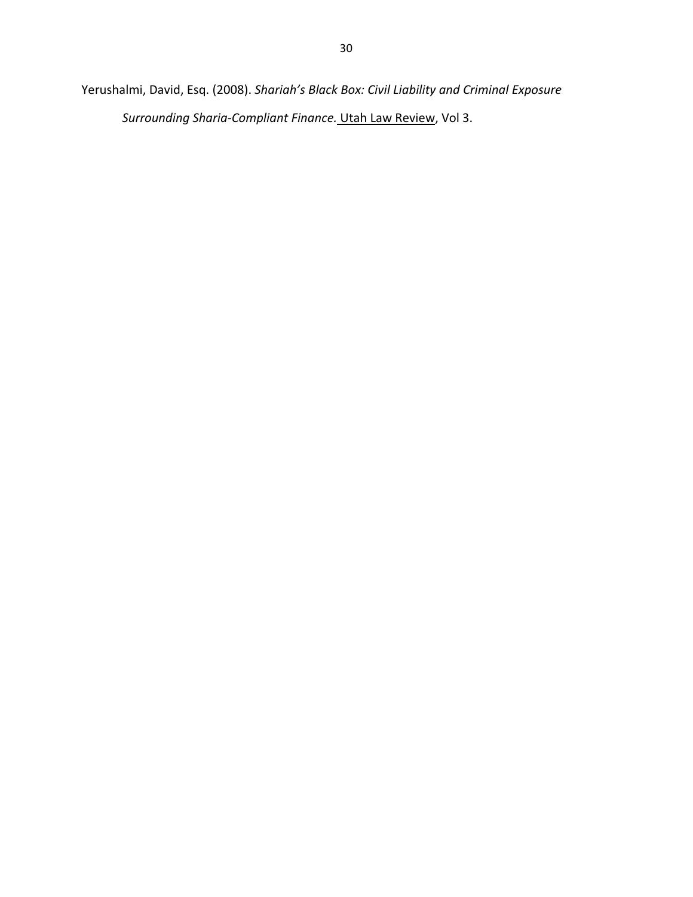Yerushalmi, David, Esq. (2008). *Shariah's Black Box: Civil Liability and Criminal Exposure Surrounding Sharia-Compliant Finance.* Utah Law Review, Vol 3.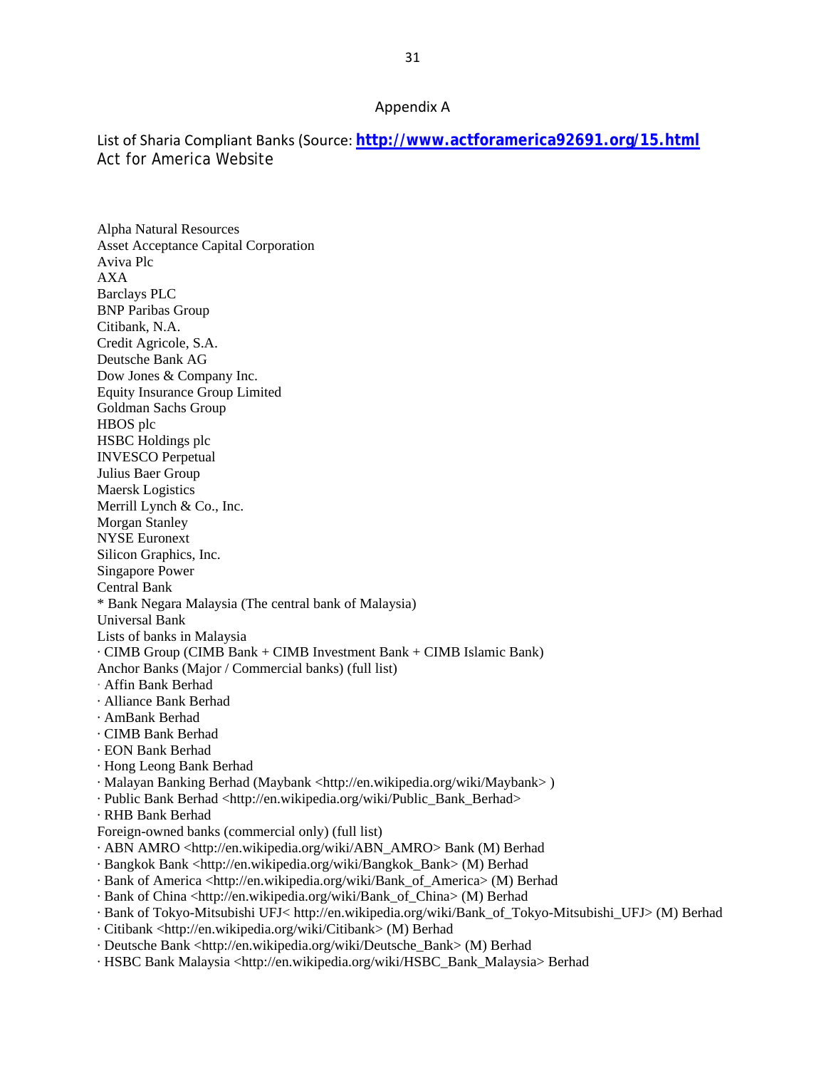## Appendix A

List of Sharia Compliant Banks (Source: **http://www.actforamerica92691.org/15.html**
Act for America Website

Alpha Natural Resources
Asset Acceptance Capital Corporation
Aviva Plc
AXA
Barclays PLC
BNP Paribas Group
Citibank, N.A.
Credit Agricole, S.A.
Deutsche Bank AG
Dow Jones & Company Inc.
Equity Insurance Group Limited
Goldman Sachs Group
HBOS plc
HSBC Holdings plc
INVESCO Perpetual
Julius Baer Group
Maersk Logistics
Merrill Lynch & Co., Inc.
Morgan Stanley
NYSE Euronext
Silicon Graphics, Inc.
Singapore Power
Central Bank
* Bank Negara Malaysia (The central bank of Malaysia)
Universal Bank
Lists of banks in Malaysia
· CIMB Group (CIMB Bank + CIMB Investment Bank + CIMB Islamic Bank)
Anchor Banks (Major / Commercial banks) (full list)
· Affin Bank Berhad
· Alliance Bank Berhad
· AmBank Berhad
· CIMB Bank Berhad
· EON Bank Berhad
· Hong Leong Bank Berhad
· Malayan Banking Berhad (Maybank <http://en.wikipedia.org/wiki/Maybank> )
· Public Bank Berhad <http://en.wikipedia.org/wiki/Public_Bank_Berhad>
· RHB Bank Berhad
Foreign-owned banks (commercial only) (full list)
· ABN AMRO <http://en.wikipedia.org/wiki/ABN_AMRO> Bank (M) Berhad
· Bangkok Bank <http://en.wikipedia.org/wiki/Bangkok_Bank> (M) Berhad
· Bank of America <http://en.wikipedia.org/wiki/Bank_of_America> (M) Berhad
· Bank of China <http://en.wikipedia.org/wiki/Bank_of_China> (M) Berhad
· Bank of Tokyo-Mitsubishi UFJ< http://en.wikipedia.org/wiki/Bank_of_Tokyo-Mitsubishi_UFJ> (M) Berhad
· Citibank <http://en.wikipedia.org/wiki/Citibank> (M) Berhad
· Deutsche Bank <http://en.wikipedia.org/wiki/Deutsche_Bank> (M) Berhad
· HSBC Bank Malaysia <http://en.wikipedia.org/wiki/HSBC_Bank_Malaysia> Berhad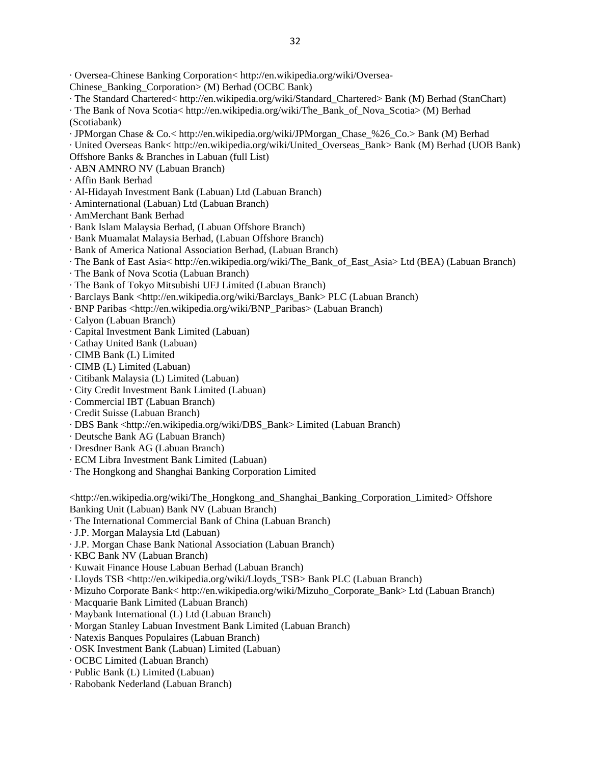· Oversea-Chinese Banking Corporation< http://en.wikipedia.org/wiki/Oversea-Chinese_Banking_Corporation> (M) Berhad (OCBC Bank)
· The Standard Chartered< http://en.wikipedia.org/wiki/Standard_Chartered> Bank (M) Berhad (StanChart)
· The Bank of Nova Scotia< http://en.wikipedia.org/wiki/The_Bank_of_Nova_Scotia> (M) Berhad (Scotiabank)
· JPMorgan Chase & Co.< http://en.wikipedia.org/wiki/JPMorgan_Chase_%26_Co.> Bank (M) Berhad
· United Overseas Bank< http://en.wikipedia.org/wiki/United_Overseas_Bank> Bank (M) Berhad (UOB Bank)
Offshore Banks & Branches in Labuan (full List)
· ABN AMNRO NV (Labuan Branch)
· Affin Bank Berhad
· Al-Hidayah Investment Bank (Labuan) Ltd (Labuan Branch)
· Aminternational (Labuan) Ltd (Labuan Branch)
· AmMerchant Bank Berhad
· Bank Islam Malaysia Berhad, (Labuan Offshore Branch)
· Bank Muamalat Malaysia Berhad, (Labuan Offshore Branch)
· Bank of America National Association Berhad, (Labuan Branch)
· The Bank of East Asia< http://en.wikipedia.org/wiki/The_Bank_of_East_Asia> Ltd (BEA) (Labuan Branch)
· The Bank of Nova Scotia (Labuan Branch)
· The Bank of Tokyo Mitsubishi UFJ Limited (Labuan Branch)
· Barclays Bank <http://en.wikipedia.org/wiki/Barclays_Bank> PLC (Labuan Branch)
· BNP Paribas <http://en.wikipedia.org/wiki/BNP_Paribas> (Labuan Branch)
· Calyon (Labuan Branch)
· Capital Investment Bank Limited (Labuan)
· Cathay United Bank (Labuan)
· CIMB Bank (L) Limited
· CIMB (L) Limited (Labuan)
· Citibank Malaysia (L) Limited (Labuan)
· City Credit Investment Bank Limited (Labuan)
· Commercial IBT (Labuan Branch)
· Credit Suisse (Labuan Branch)
· DBS Bank <http://en.wikipedia.org/wiki/DBS_Bank> Limited (Labuan Branch)
· Deutsche Bank AG (Labuan Branch)
· Dresdner Bank AG (Labuan Branch)
· ECM Libra Investment Bank Limited (Labuan)
· The Hongkong and Shanghai Banking Corporation Limited

<http://en.wikipedia.org/wiki/The_Hongkong_and_Shanghai_Banking_Corporation_Limited> Offshore Banking Unit (Labuan) Bank NV (Labuan Branch)
· The International Commercial Bank of China (Labuan Branch)
· J.P. Morgan Malaysia Ltd (Labuan)
· J.P. Morgan Chase Bank National Association (Labuan Branch)
· KBC Bank NV (Labuan Branch)
· Kuwait Finance House Labuan Berhad (Labuan Branch)
· Lloyds TSB <http://en.wikipedia.org/wiki/Lloyds_TSB> Bank PLC (Labuan Branch)
· Mizuho Corporate Bank< http://en.wikipedia.org/wiki/Mizuho_Corporate_Bank> Ltd (Labuan Branch)
· Macquarie Bank Limited (Labuan Branch)
· Maybank International (L) Ltd (Labuan Branch)
· Morgan Stanley Labuan Investment Bank Limited (Labuan Branch)
· Natexis Banques Populaires (Labuan Branch)
· OSK Investment Bank (Labuan) Limited (Labuan)
· OCBC Limited (Labuan Branch)
· Public Bank (L) Limited (Labuan)
· Rabobank Nederland (Labuan Branch)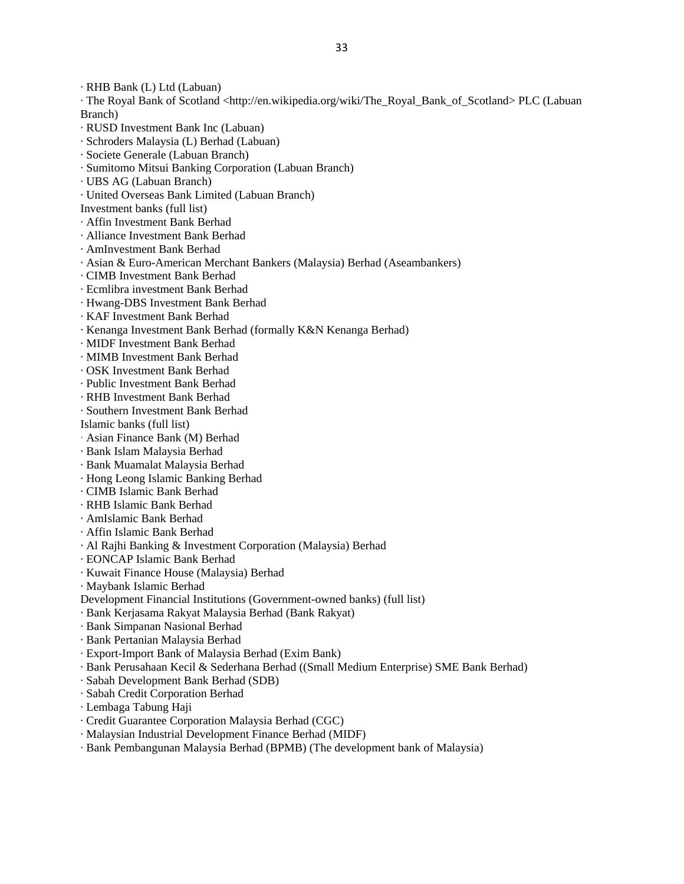· RHB Bank (L) Ltd (Labuan)

· The Royal Bank of Scotland <http://en.wikipedia.org/wiki/The_Royal_Bank_of_Scotland> PLC (Labuan Branch)

· RUSD Investment Bank Inc (Labuan)

· Schroders Malaysia (L) Berhad (Labuan)

· Societe Generale (Labuan Branch)

· Sumitomo Mitsui Banking Corporation (Labuan Branch)

· UBS AG (Labuan Branch)

· United Overseas Bank Limited (Labuan Branch)

Investment banks (full list)

· Affin Investment Bank Berhad

· Alliance Investment Bank Berhad

· AmInvestment Bank Berhad

· Asian & Euro-American Merchant Bankers (Malaysia) Berhad (Aseambankers)

· CIMB Investment Bank Berhad

· Ecmlibra investment Bank Berhad

· Hwang-DBS Investment Bank Berhad

· KAF Investment Bank Berhad

· Kenanga Investment Bank Berhad (formally K&N Kenanga Berhad)

· MIDF Investment Bank Berhad

· MIMB Investment Bank Berhad

· OSK Investment Bank Berhad

· Public Investment Bank Berhad

· RHB Investment Bank Berhad

· Southern Investment Bank Berhad

Islamic banks (full list)

· Asian Finance Bank (M) Berhad

· Bank Islam Malaysia Berhad

· Bank Muamalat Malaysia Berhad

· Hong Leong Islamic Banking Berhad

· CIMB Islamic Bank Berhad

· RHB Islamic Bank Berhad

· AmIslamic Bank Berhad

· Affin Islamic Bank Berhad

· Al Rajhi Banking & Investment Corporation (Malaysia) Berhad

· EONCAP Islamic Bank Berhad

· Kuwait Finance House (Malaysia) Berhad

· Maybank Islamic Berhad

Development Financial Institutions (Government-owned banks) (full list)

· Bank Kerjasama Rakyat Malaysia Berhad (Bank Rakyat)

· Bank Simpanan Nasional Berhad

· Bank Pertanian Malaysia Berhad

· Export-Import Bank of Malaysia Berhad (Exim Bank)

· Bank Perusahaan Kecil & Sederhana Berhad ((Small Medium Enterprise) SME Bank Berhad)

· Sabah Development Bank Berhad (SDB)

· Sabah Credit Corporation Berhad

· Lembaga Tabung Haji

· Credit Guarantee Corporation Malaysia Berhad (CGC)

· Malaysian Industrial Development Finance Berhad (MIDF)

· Bank Pembangunan Malaysia Berhad (BPMB) (The development bank of Malaysia)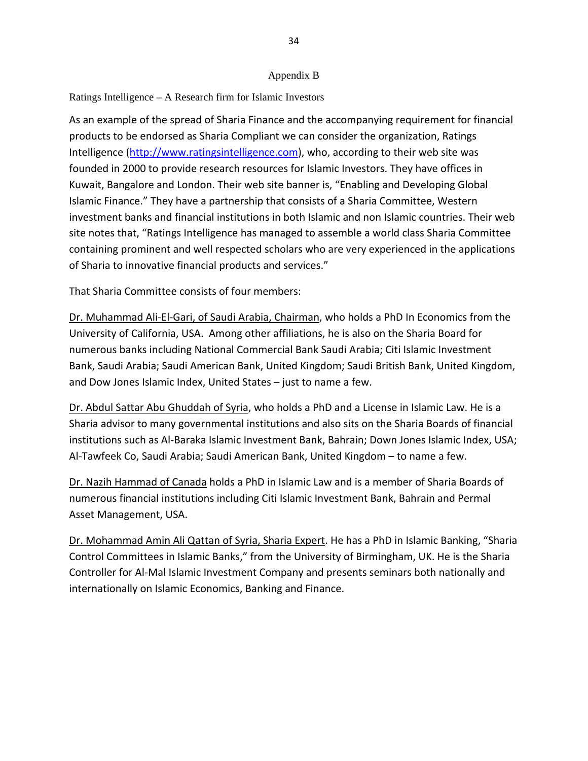# Appendix B

## Ratings Intelligence – A Research firm for Islamic Investors

As an example of the spread of Sharia Finance and the accompanying requirement for financial products to be endorsed as Sharia Compliant we can consider the organization, Ratings Intelligence (http://www.ratingsintelligence.com), who, according to their web site was founded in 2000 to provide research resources for Islamic Investors. They have offices in Kuwait, Bangalore and London. Their web site banner is, "Enabling and Developing Global Islamic Finance." They have a partnership that consists of a Sharia Committee, Western investment banks and financial institutions in both Islamic and non Islamic countries. Their web site notes that, "Ratings Intelligence has managed to assemble a world class Sharia Committee containing prominent and well respected scholars who are very experienced in the applications of Sharia to innovative financial products and services."

That Sharia Committee consists of four members:

Dr. Muhammad Ali-El-Gari, of Saudi Arabia, Chairman, who holds a PhD In Economics from the University of California, USA. Among other affiliations, he is also on the Sharia Board for numerous banks including National Commercial Bank Saudi Arabia; Citi Islamic Investment Bank, Saudi Arabia; Saudi American Bank, United Kingdom; Saudi British Bank, United Kingdom, and Dow Jones Islamic Index, United States – just to name a few.

Dr. Abdul Sattar Abu Ghuddah of Syria, who holds a PhD and a License in Islamic Law. He is a Sharia advisor to many governmental institutions and also sits on the Sharia Boards of financial institutions such as Al-Baraka Islamic Investment Bank, Bahrain; Down Jones Islamic Index, USA; Al-Tawfeek Co, Saudi Arabia; Saudi American Bank, United Kingdom – to name a few.

Dr. Nazih Hammad of Canada holds a PhD in Islamic Law and is a member of Sharia Boards of numerous financial institutions including Citi Islamic Investment Bank, Bahrain and Permal Asset Management, USA.

Dr. Mohammad Amin Ali Qattan of Syria, Sharia Expert. He has a PhD in Islamic Banking, "Sharia Control Committees in Islamic Banks," from the University of Birmingham, UK. He is the Sharia Controller for Al-Mal Islamic Investment Company and presents seminars both nationally and internationally on Islamic Economics, Banking and Finance.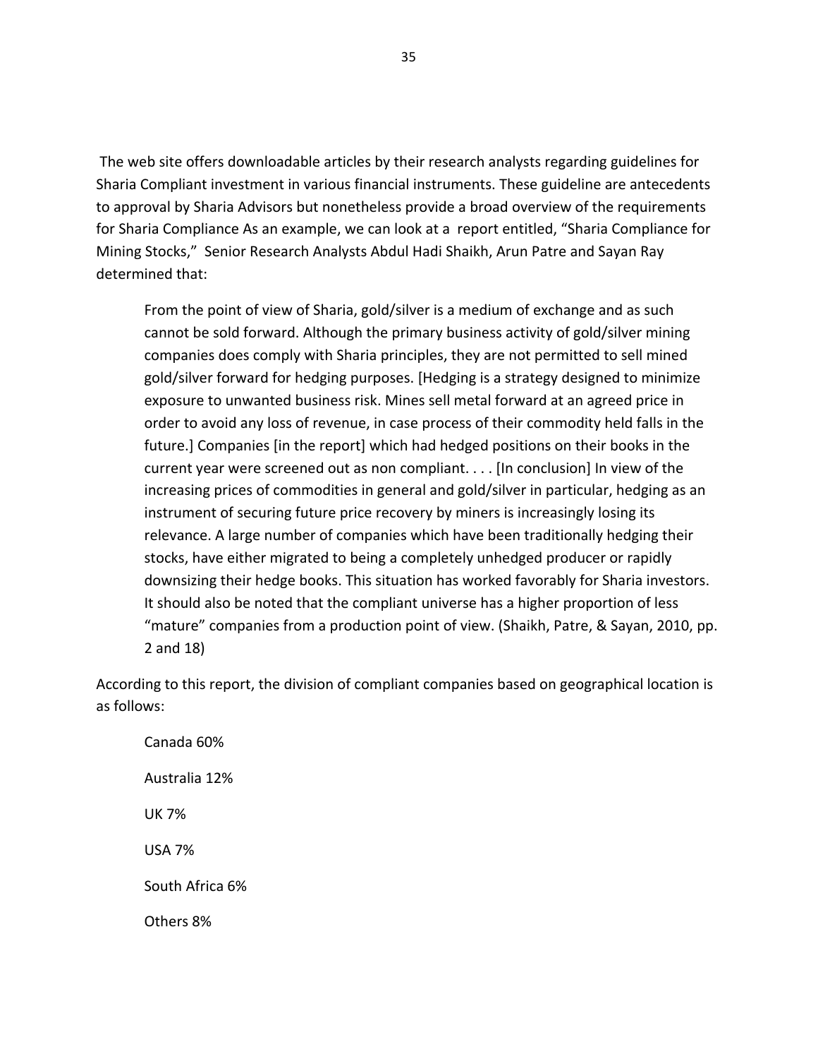The web site offers downloadable articles by their research analysts regarding guidelines for Sharia Compliant investment in various financial instruments. These guideline are antecedents to approval by Sharia Advisors but nonetheless provide a broad overview of the requirements for Sharia Compliance As an example, we can look at a report entitled, "Sharia Compliance for Mining Stocks," Senior Research Analysts Abdul Hadi Shaikh, Arun Patre and Sayan Ray determined that:

> From the point of view of Sharia, gold/silver is a medium of exchange and as such cannot be sold forward. Although the primary business activity of gold/silver mining companies does comply with Sharia principles, they are not permitted to sell mined gold/silver forward for hedging purposes. [Hedging is a strategy designed to minimize exposure to unwanted business risk. Mines sell metal forward at an agreed price in order to avoid any loss of revenue, in case process of their commodity held falls in the future.] Companies [in the report] which had hedged positions on their books in the current year were screened out as non compliant. . . . [In conclusion] In view of the increasing prices of commodities in general and gold/silver in particular, hedging as an instrument of securing future price recovery by miners is increasingly losing its relevance. A large number of companies which have been traditionally hedging their stocks, have either migrated to being a completely unhedged producer or rapidly downsizing their hedge books. This situation has worked favorably for Sharia investors. It should also be noted that the compliant universe has a higher proportion of less "mature" companies from a production point of view. (Shaikh, Patre, & Sayan, 2010, pp. 2 and 18)

According to this report, the division of compliant companies based on geographical location is as follows:

Canada 60%

Australia 12%

UK 7%

USA 7%

South Africa 6%

Others 8%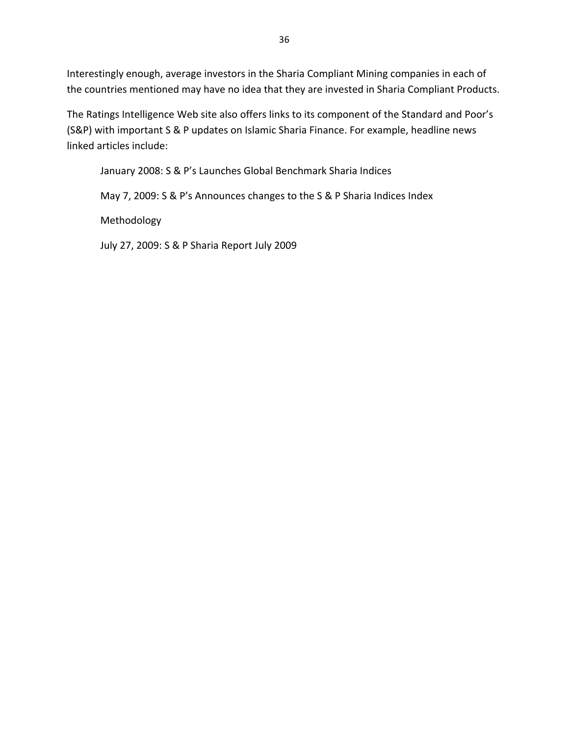Interestingly enough, average investors in the Sharia Compliant Mining companies in each of the countries mentioned may have no idea that they are invested in Sharia Compliant Products.

The Ratings Intelligence Web site also offers links to its component of the Standard and Poor's (S&P) with important S & P updates on Islamic Sharia Finance. For example, headline news linked articles include:

> January 2008: S & P's Launches Global Benchmark Sharia Indices
>
> May 7, 2009: S & P's Announces changes to the S & P Sharia Indices Index
>
> Methodology
>
> July 27, 2009: S & P Sharia Report July 2009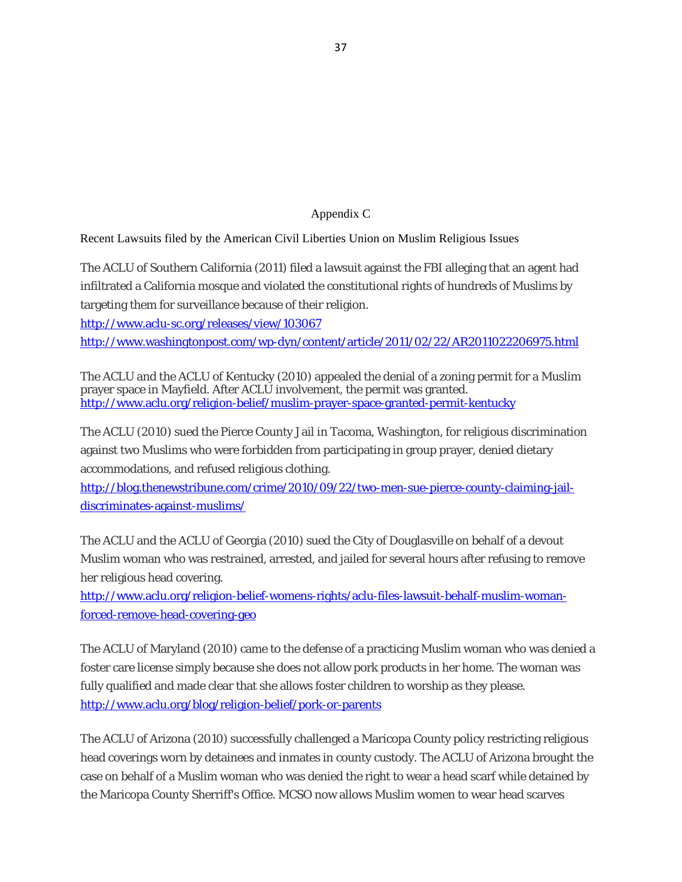## Appendix C

Recent Lawsuits filed by the American Civil Liberties Union on Muslim Religious Issues

The ACLU of Southern California (2011) filed a lawsuit against the FBI alleging that an agent had infiltrated a California mosque and violated the constitutional rights of hundreds of Muslims by targeting them for surveillance because of their religion.
http://www.aclu-sc.org/releases/view/103067
http://www.washingtonpost.com/wp-dyn/content/article/2011/02/22/AR2011022206975.html

The ACLU and the ACLU of Kentucky (2010) appealed the denial of a zoning permit for a Muslim prayer space in Mayfield. After ACLU involvement, the permit was granted.
http://www.aclu.org/religion-belief/muslim-prayer-space-granted-permit-kentucky

The ACLU (2010) sued the Pierce County Jail in Tacoma, Washington, for religious discrimination against two Muslims who were forbidden from participating in group prayer, denied dietary accommodations, and refused religious clothing.
http://blog.thenewstribune.com/crime/2010/09/22/two-men-sue-pierce-county-claiming-jail-discriminates-against-muslims/

The ACLU and the ACLU of Georgia (2010) sued the City of Douglasville on behalf of a devout Muslim woman who was restrained, arrested, and jailed for several hours after refusing to remove her religious head covering.
http://www.aclu.org/religion-belief-womens-rights/aclu-files-lawsuit-behalf-muslim-woman-forced-remove-head-covering-geo

The ACLU of Maryland (2010) came to the defense of a practicing Muslim woman who was denied a foster care license simply because she does not allow pork products in her home. The woman was fully qualified and made clear that she allows foster children to worship as they please.
http://www.aclu.org/blog/religion-belief/pork-or-parents

The ACLU of Arizona (2010) successfully challenged a Maricopa County policy restricting religious head coverings worn by detainees and inmates in county custody. The ACLU of Arizona brought the case on behalf of a Muslim woman who was denied the right to wear a head scarf while detained by the Maricopa County Sherriff's Office. MCSO now allows Muslim women to wear head scarves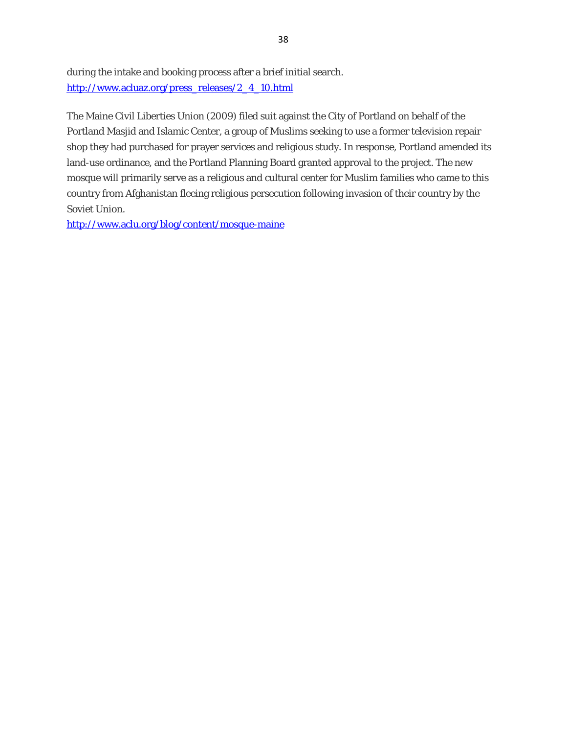during the intake and booking process after a brief initial search.
http://www.acluaz.org/press_releases/2_4_10.html

The Maine Civil Liberties Union (2009) filed suit against the City of Portland on behalf of the Portland Masjid and Islamic Center, a group of Muslims seeking to use a former television repair shop they had purchased for prayer services and religious study. In response, Portland amended its land-use ordinance, and the Portland Planning Board granted approval to the project. The new mosque will primarily serve as a religious and cultural center for Muslim families who came to this country from Afghanistan fleeing religious persecution following invasion of their country by the Soviet Union.
http://www.aclu.org/blog/content/mosque-maine